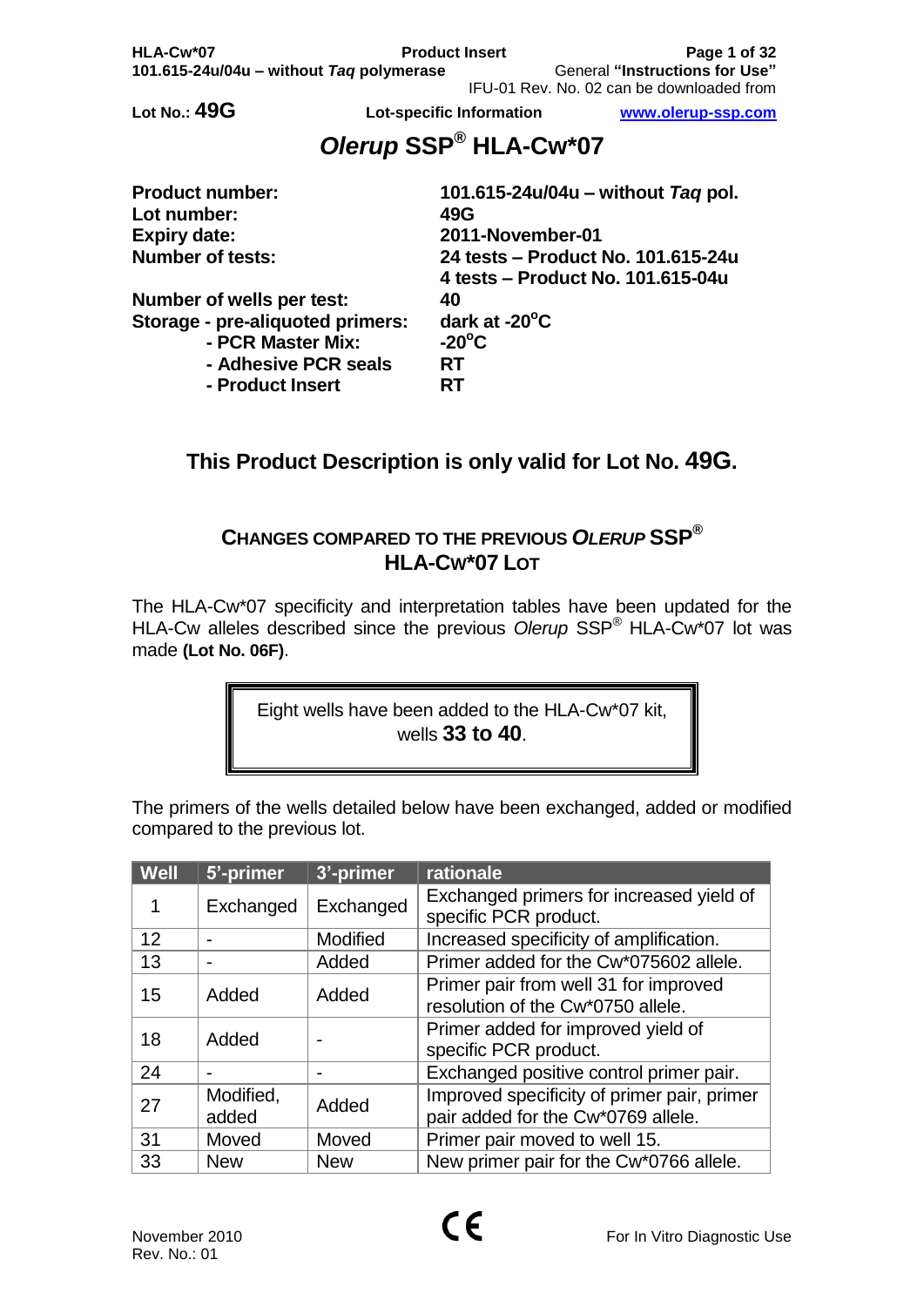Lot No.: **49G** **Lot-specific Information** [www.olerup-ssp.com](http://www.olerup-ssp.com)

# *Olerup* SSP® HLA-Cw*07

| | |
|---|---|
| **Product number:** | **101.615-24u/04u – without *Taq* pol.** |
| **Lot number:** | **49G** |
| **Expiry date:** | **2011-November-01** |
| **Number of tests:** | **24 tests – Product No. 101.615-24u** |
| | **4 tests – Product No. 101.615-04u** |
| **Number of wells per test:** | **40** |
| **Storage - pre-aliquoted primers:** | **dark at -20°C** |
| **- PCR Master Mix:** | **-20°C** |
| **- Adhesive PCR seals** | **RT** |
| **- Product Insert** | **RT** |

## This Product Description is only valid for Lot No. 49G.

### CHANGES COMPARED TO THE PREVIOUS *OLERUP* SSP® HLA-CW*07 LOT

The HLA-Cw*07 specificity and interpretation tables have been updated for the HLA-Cw alleles described since the previous *Olerup* SSP® HLA-Cw*07 lot was made **(Lot No. 06F)**.

> Eight wells have been added to the HLA-Cw*07 kit, wells **33 to 40**.

The primers of the wells detailed below have been exchanged, added or modified compared to the previous lot.

| Well | 5'-primer | 3'-primer | rationale |
|---|---|---|---|
| 1 | Exchanged | Exchanged | Exchanged primers for increased yield of specific PCR product. |
| 12 | - | Modified | Increased specificity of amplification. |
| 13 | - | Added | Primer added for the Cw*075602 allele. |
| 15 | Added | Added | Primer pair from well 31 for improved resolution of the Cw*0750 allele. |
| 18 | Added | - | Primer added for improved yield of specific PCR product. |
| 24 | - | - | Exchanged positive control primer pair. |
| 27 | Modified, added | Added | Improved specificity of primer pair, primer pair added for the Cw*0769 allele. |
| 31 | Moved | Moved | Primer pair moved to well 15. |
| 33 | New | New | New primer pair for the Cw*0766 allele. |

CE

For In Vitro Diagnostic Use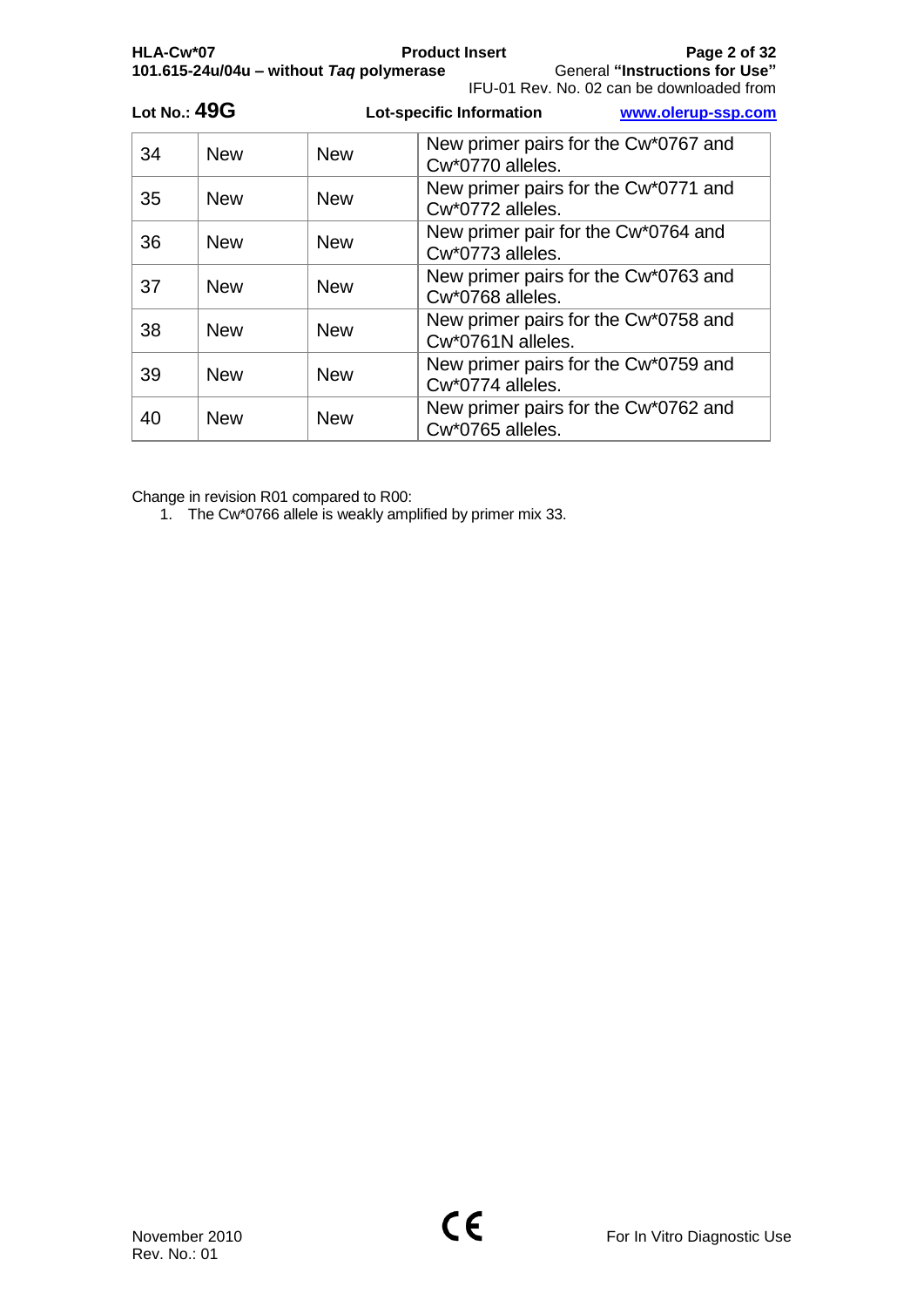| 34 | New | New | New primer pairs for the Cw*0767 and Cw*0770 alleles. |
|---|---|---|---|
| 35 | New | New | New primer pairs for the Cw*0771 and Cw*0772 alleles. |
| 36 | New | New | New primer pair for the Cw*0764 and Cw*0773 alleles. |
| 37 | New | New | New primer pairs for the Cw*0763 and Cw*0768 alleles. |
| 38 | New | New | New primer pairs for the Cw*0758 and Cw*0761N alleles. |
| 39 | New | New | New primer pairs for the Cw*0759 and Cw*0774 alleles. |
| 40 | New | New | New primer pairs for the Cw*0762 and Cw*0765 alleles. |

Change in revision R01 compared to R00:

1. The Cw*0766 allele is weakly amplified by primer mix 33.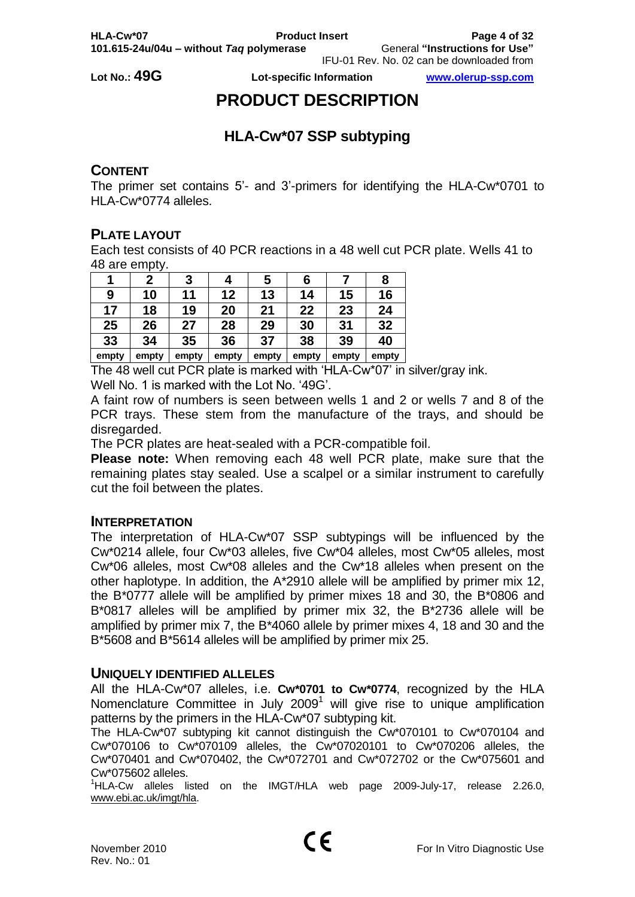Lot No.: **49G** Lot-specific Information

# PRODUCT DESCRIPTION

## HLA-Cw*07 SSP subtyping

### CONTENT

The primer set contains 5'- and 3'-primers for identifying the HLA-Cw*0701 to HLA-Cw*0774 alleles.

### PLATE LAYOUT

Each test consists of 40 PCR reactions in a 48 well cut PCR plate. Wells 41 to 48 are empty.

| 1 | 2 | 3 | 4 | 5 | 6 | 7 | 8 |
|---|---|---|---|---|---|---|---|
| 9 | 10 | 11 | 12 | 13 | 14 | 15 | 16 |
| 17 | 18 | 19 | 20 | 21 | 22 | 23 | 24 |
| 25 | 26 | 27 | 28 | 29 | 30 | 31 | 32 |
| 33 | 34 | 35 | 36 | 37 | 38 | 39 | 40 |
| empty | empty | empty | empty | empty | empty | empty | empty |

The 48 well cut PCR plate is marked with 'HLA-Cw*07' in silver/gray ink.

Well No. 1 is marked with the Lot No. '49G'.

A faint row of numbers is seen between wells 1 and 2 or wells 7 and 8 of the PCR trays. These stem from the manufacture of the trays, and should be disregarded.

The PCR plates are heat-sealed with a PCR-compatible foil.

**Please note:** When removing each 48 well PCR plate, make sure that the remaining plates stay sealed. Use a scalpel or a similar instrument to carefully cut the foil between the plates.

### INTERPRETATION

The interpretation of HLA-Cw*07 SSP subtypings will be influenced by the Cw*0214 allele, four Cw*03 alleles, five Cw*04 alleles, most Cw*05 alleles, most Cw*06 alleles, most Cw*08 alleles and the Cw*18 alleles when present on the other haplotype. In addition, the A*2910 allele will be amplified by primer mix 12, the B*0777 allele will be amplified by primer mixes 18 and 30, the B*0806 and B*0817 alleles will be amplified by primer mix 32, the B*2736 allele will be amplified by primer mix 7, the B*4060 allele by primer mixes 4, 18 and 30 and the B*5608 and B*5614 alleles will be amplified by primer mix 25.

### UNIQUELY IDENTIFIED ALLELES

All the HLA-Cw*07 alleles, i.e. **Cw*0701 to Cw*0774**, recognized by the HLA Nomenclature Committee in July 2009[1] will give rise to unique amplification patterns by the primers in the HLA-Cw*07 subtyping kit.

The HLA-Cw*07 subtyping kit cannot distinguish the Cw*070101 to Cw*070104 and Cw*070106 to Cw*070109 alleles, the Cw*07020101 to Cw*070206 alleles, the Cw*070401 and Cw*070402, the Cw*072701 and Cw*072702 or the Cw*075601 and Cw*075602 alleles.

[1]HLA-Cw alleles listed on the IMGT/HLA web page 2009-July-17, release 2.26.0, www.ebi.ac.uk/imgt/hla.

November 2010
Rev. No.: 01

For In Vitro Diagnostic Use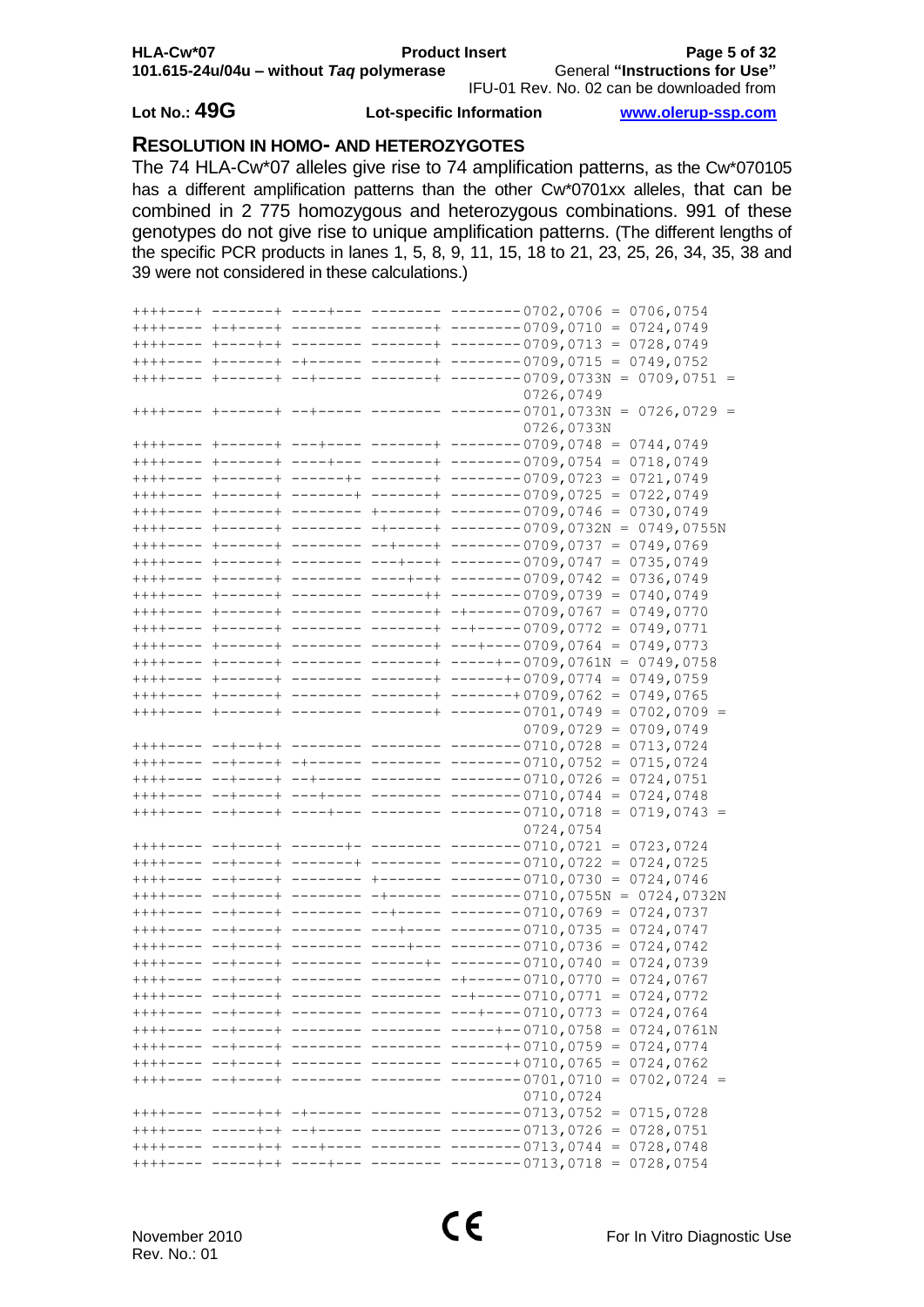## RESOLUTION IN HOMO- AND HETEROZYGOTES

The 74 HLA-Cw*07 alleles give rise to 74 amplification patterns, as the Cw*070105 has a different amplification patterns than the other Cw*0701xx alleles, that can be combined in 2 775 homozygous and heterozygous combinations. 991 of these genotypes do not give rise to unique amplification patterns. (The different lengths of the specific PCR products in lanes 1, 5, 8, 9, 11, 15, 18 to 21, 23, 25, 26, 34, 35, 38 and 39 were not considered in these calculations.)

```
++++---+ -------+ ----+--- -------- --------0702,0706 = 0706,0754
++++---- +-+----+ -------- -------+ --------0709,0710 = 0724,0749
++++---- +----+-+ -------- -------+ --------0709,0713 = 0728,0749
++++---- +------+ -+------ -------+ --------0709,0715 = 0749,0752
++++---- +------+ --+----- -------+ --------0709,0733N = 0709,0751 =
                                            0726,0749
++++---- +------+ --+----- -------- --------0701,0733N = 0726,0729 =
                                            0726,0733N
++++---- +------+ ---+---- -------+ --------0709,0748 = 0744,0749
++++---- +------+ ----+--- -------+ --------0709,0754 = 0718,0749
++++---- +------+ ------+- -------+ --------0709,0723 = 0721,0749
++++---- +------+ -------+ -------+ --------0709,0725 = 0722,0749
++++---- +------+ -------- +------+ --------0709,0746 = 0730,0749
++++---- +------+ -------- -+-----+ --------0709,0732N = 0749,0755N
++++---- +------+ -------- --+----+ --------0709,0737 = 0749,0769
++++---- +------+ -------- ---+---+ --------0709,0747 = 0735,0749
++++---- +------+ -------- ----+--+ --------0709,0742 = 0736,0749
++++---- +------+ -------- ------++ --------0709,0739 = 0740,0749
++++---- +------+ -------- -------+ -+------0709,0767 = 0749,0770
++++---- +------+ -------- -------+ --+-----0709,0772 = 0749,0771
++++---- +------+ -------- -------+ ---+----0709,0764 = 0749,0773
++++---- +------+ -------- -------+ -----+--0709,0761N = 0749,0758
++++---- +------+ -------- -------+ ------+-0709,0774 = 0749,0759
++++---- +------+ -------- -------+ -------+0709,0762 = 0749,0765
++++---- +------+ -------- -------+ --------0701,0749 = 0702,0709 =
                                            0709,0729 = 0709,0749
++++---- --+--+-+ -------- -------- --------0710,0728 = 0713,0724
++++---- --+----+ -+------ -------- --------0710,0752 = 0715,0724
++++---- --+----+ --+----- -------- --------0710,0726 = 0724,0751
++++---- --+----+ ---+---- -------- --------0710,0744 = 0724,0748
++++---- --+----+ ----+--- -------- --------0710,0718 = 0719,0743 =
                                            0724,0754
++++---- --+----+ ------+- -------- --------0710,0721 = 0723,0724
++++---- --+----+ -------+ -------- --------0710,0722 = 0724,0725
++++---- --+----+ -------- +------- --------0710,0730 = 0724,0746
++++---- --+----+ -------- -+------ --------0710,0755N = 0724,0732N
++++---- --+----+ -------- --+----- --------0710,0769 = 0724,0737
++++---- --+----+ -------- ---+---- --------0710,0735 = 0724,0747
++++---- --+----+ -------- ----+--- --------0710,0736 = 0724,0742
++++---- --+----+ -------- ------+- --------0710,0740 = 0724,0739
++++---- --+----+ -------- -------- -+------0710,0770 = 0724,0767
++++---- --+----+ -------- -------- --+-----0710,0771 = 0724,0772
++++---- --+----+ -------- -------- ---+----0710,0773 = 0724,0764
++++---- --+----+ -------- -------- -----+--0710,0758 = 0724,0761N
++++---- --+----+ -------- -------- ------+-0710,0759 = 0724,0774
++++---- --+----+ -------- -------- -------+0710,0765 = 0724,0762
++++---- --+----+ -------- -------- --------0701,0710 = 0702,0724 =
                                            0710,0724
++++---- -----+-+ -+------ -------- --------0713,0752 = 0715,0728
++++---- -----+-+ --+----- -------- --------0713,0726 = 0728,0751
++++---- -----+-+ ---+---- -------- --------0713,0744 = 0728,0748
++++---- -----+-+ ----+--- -------- --------0713,0718 = 0728,0754
```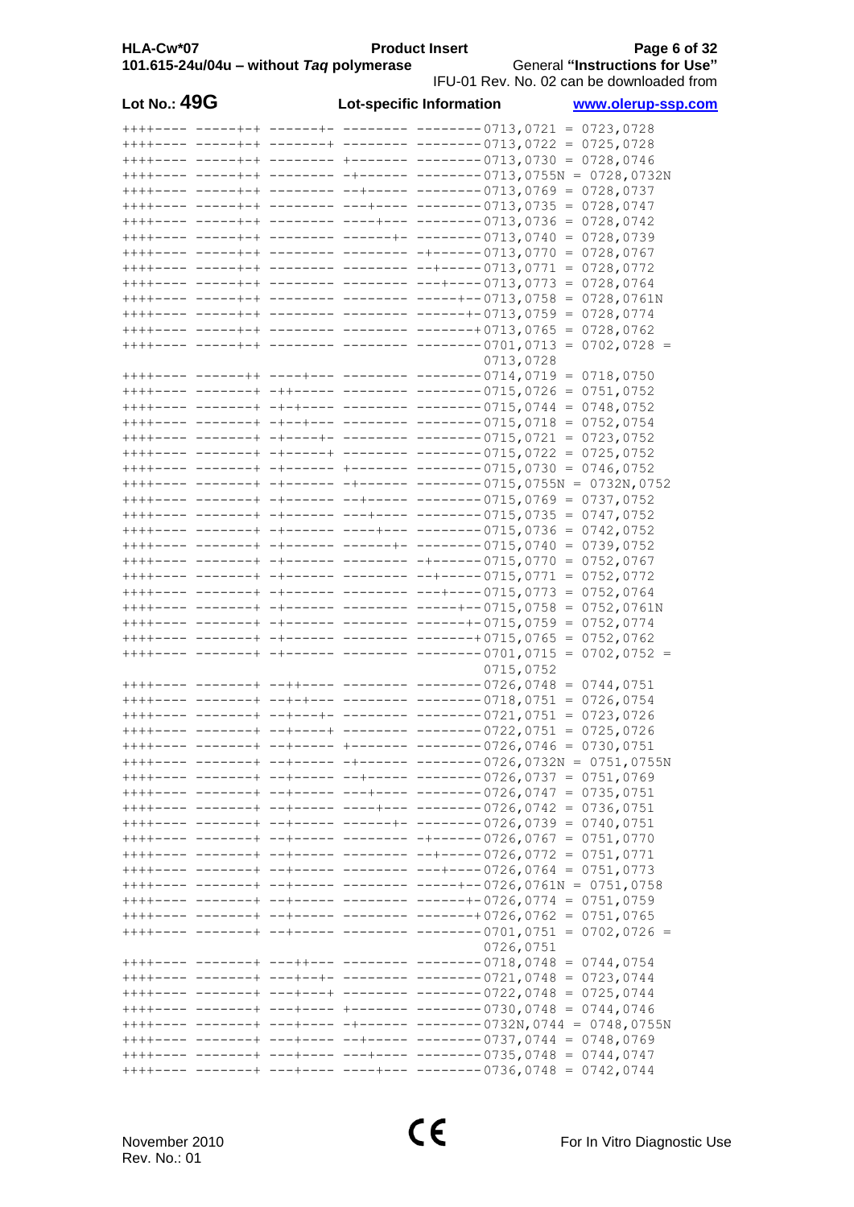**Lot No.: 49G** **Lot-specific Information** **www.olerup-ssp.com**

```
++++---- -----+-+ ------+- -------- --------0713,0721 = 0723,0728
++++---- -----+-+ -------+ -------- --------0713,0722 = 0725,0728
++++---- -----+-+ -------- +------- --------0713,0730 = 0728,0746
++++---- -----+-+ -------- -+------ --------0713,0755N = 0728,0732N
++++---- -----+-+ -------- --+----- --------0713,0769 = 0728,0737
++++---- -----+-+ -------- ---+---- --------0713,0735 = 0728,0747
++++---- -----+-+ -------- ----+--- --------0713,0736 = 0728,0742
++++---- -----+-+ -------- ------+- --------0713,0740 = 0728,0739
++++---- -----+-+ -------- -------- -+------0713,0770 = 0728,0767
++++---- -----+-+ -------- -------- --+-----0713,0771 = 0728,0772
++++---- -----+-+ -------- -------- ---+----0713,0773 = 0728,0764
++++---- -----+-+ -------- -------- -----+--0713,0758 = 0728,0761N
++++---- -----+-+ -------- -------- ------+-0713,0759 = 0728,0774
++++---- -----+-+ -------- -------- -------+0713,0765 = 0728,0762
++++---- -----+-+ -------- -------- --------0701,0713 = 0702,0728 =
                                            0713,0728
++++---- ------++ ----+--- -------- --------0714,0719 = 0718,0750
++++---- -------+ -++----- -------- --------0715,0726 = 0751,0752
++++---- -------+ -+-+---- -------- --------0715,0744 = 0748,0752
++++---- -------+ -+--+--- -------- --------0715,0718 = 0752,0754
++++---- -------+ -+----+- -------- --------0715,0721 = 0723,0752
++++---- -------+ -+-----+ -------- --------0715,0722 = 0725,0752
++++---- -------+ -+------ +------- --------0715,0730 = 0746,0752
++++---- -------+ -+------ -+------ --------0715,0755N = 0732N,0752
++++---- -------+ -+------ --+----- --------0715,0769 = 0737,0752
++++---- -------+ -+------ ---+---- --------0715,0735 = 0747,0752
++++---- -------+ -+------ ----+--- --------0715,0736 = 0742,0752
++++---- -------+ -+------ ------+- --------0715,0740 = 0739,0752
++++---- -------+ -+------ -------- -+------0715,0770 = 0752,0767
++++---- -------+ -+------ -------- --+-----0715,0771 = 0752,0772
++++---- -------+ -+------ -------- ---+----0715,0773 = 0752,0764
++++---- -------+ -+------ -------- -----+--0715,0758 = 0752,0761N
++++---- -------+ -+------ -------- ------+-0715,0759 = 0752,0774
++++---- -------+ -+------ -------- -------+0715,0765 = 0752,0762
++++---- -------+ -+------ -------- --------0701,0715 = 0702,0752 =
                                            0715,0752
++++---- -------+ --++---- -------- --------0726,0748 = 0744,0751
++++---- -------+ --+-+--- -------- --------0718,0751 = 0726,0754
++++---- -------+ --+---+- -------- --------0721,0751 = 0723,0726
++++---- -------+ --+----+ -------- --------0722,0751 = 0725,0726
++++---- -------+ --+----- +------- --------0726,0746 = 0730,0751
++++---- -------+ --+----- -+------ --------0726,0732N = 0751,0755N
++++---- -------+ --+----- --+----- --------0726,0737 = 0751,0769
++++---- -------+ --+----- ---+---- --------0726,0747 = 0735,0751
++++---- -------+ --+----- ----+--- --------0726,0742 = 0736,0751
++++---- -------+ --+----- ------+- --------0726,0739 = 0740,0751
++++---- -------+ --+----- -------- -+------0726,0767 = 0751,0770
++++---- -------+ --+----- -------- --+-----0726,0772 = 0751,0771
++++---- -------+ --+----- -------- ---+----0726,0764 = 0751,0773
++++---- -------+ --+----- -------- -----+--0726,0761N = 0751,0758
++++---- -------+ --+----- -------- ------+-0726,0774 = 0751,0759
++++---- -------+ --+----- -------- -------+0726,0762 = 0751,0765
++++---- -------+ --+----- -------- --------0701,0751 = 0702,0726 =
                                            0726,0751
++++---- -------+ ---++--- -------- --------0718,0748 = 0744,0754
++++---- -------+ ---+--+- -------- --------0721,0748 = 0723,0744
++++---- -------+ ---+---+ -------- --------0722,0748 = 0725,0744
++++---- -------+ ---+---- +------- --------0730,0748 = 0744,0746
++++---- -------+ ---+---- -+------ --------0732N,0744 = 0748,0755N
++++---- -------+ ---+---- --+----- --------0737,0744 = 0748,0769
++++---- -------+ ---+---- ---+---- --------0735,0748 = 0744,0747
++++---- -------+ ---+---- ----+--- --------0736,0748 = 0742,0744
```

November 2010
Rev. No.: 01

For In Vitro Diagnostic Use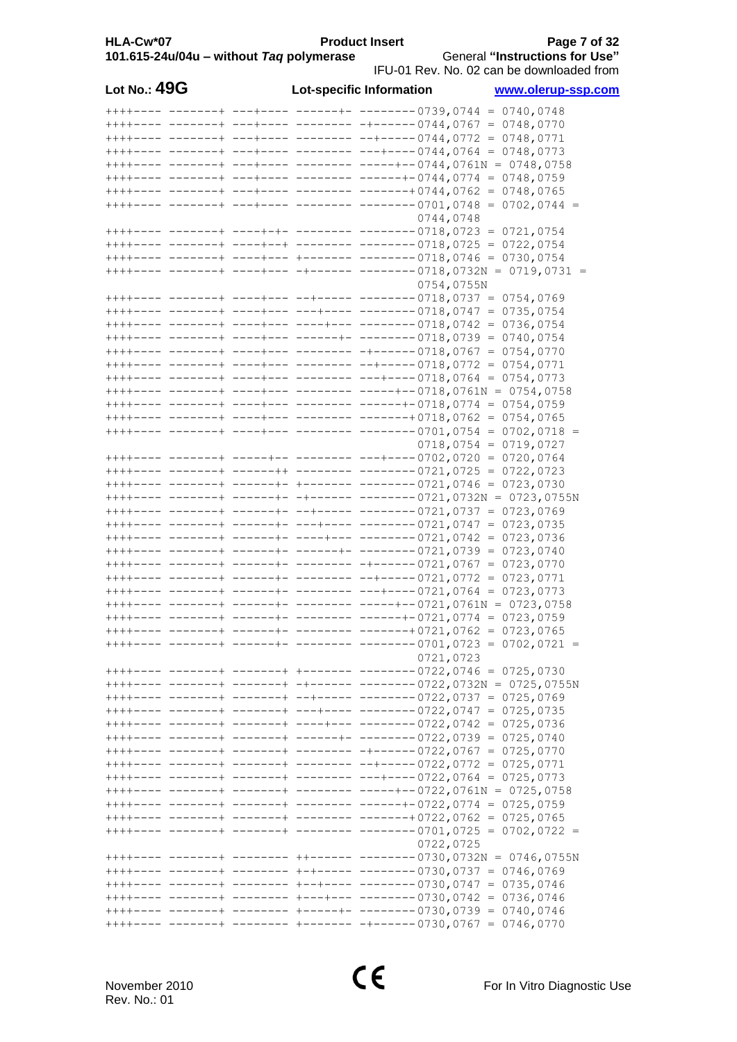**Lot No.: 49G** **Lot-specific Information** **www.olerup-ssp.com**

```
++++---- -------+ ---+---- ------+- --------0739,0744 = 0740,0748
++++---- -------+ ---+---- -------- -+------0744,0767 = 0748,0770
++++---- -------+ ---+---- -------- --+-----0744,0772 = 0748,0771
++++---- -------+ ---+---- -------- ---+----0744,0764 = 0748,0773
++++---- -------+ ---+---- -------- -----+--0744,0761N = 0748,0758
++++---- -------+ ---+---- -------- ------+-0744,0774 = 0748,0759
++++---- -------+ ---+---- -------- -------+0744,0762 = 0748,0765
++++---- -------+ ---+---- -------- --------0701,0748 = 0702,0744 =
                                            0744,0748
++++---- -------+ ----+-+- -------- --------0718,0723 = 0721,0754
++++---- -------+ ----+--+ -------- --------0718,0725 = 0722,0754
++++---- -------+ ----+--- +------- --------0718,0746 = 0730,0754
++++---- -------+ ----+--- -+------ --------0718,0732N = 0719,0731 =
                                            0754,0755N
++++---- -------+ ----+--- --+----- --------0718,0737 = 0754,0769
++++---- -------+ ----+--- ---+---- --------0718,0747 = 0735,0754
++++---- -------+ ----+--- ----+--- --------0718,0742 = 0736,0754
++++---- -------+ ----+--- ------+- --------0718,0739 = 0740,0754
++++---- -------+ ----+--- -------- -+------0718,0767 = 0754,0770
++++---- -------+ ----+--- -------- --+-----0718,0772 = 0754,0771
++++---- -------+ ----+--- -------- ---+----0718,0764 = 0754,0773
++++---- -------+ ----+--- -------- -----+--0718,0761N = 0754,0758
++++---- -------+ ----+--- -------- ------+-0718,0774 = 0754,0759
++++---- -------+ ----+--- -------- -------+0718,0762 = 0754,0765
++++---- -------+ ----+--- -------- --------0701,0754 = 0702,0718 =
                                            0718,0754 = 0719,0727
++++---- -------+ -----+-- -------- ---+----0702,0720 = 0720,0764
++++---- -------+ ------++ -------- --------0721,0725 = 0722,0723
++++---- -------+ ------+- +------- --------0721,0746 = 0723,0730
++++---- -------+ ------+- -+------ --------0721,0732N = 0723,0755N
++++---- -------+ ------+- --+----- --------0721,0737 = 0723,0769
++++---- -------+ ------+- ---+---- --------0721,0747 = 0723,0735
++++---- -------+ ------+- ----+--- --------0721,0742 = 0723,0736
++++---- -------+ ------+- ------+- --------0721,0739 = 0723,0740
++++---- -------+ ------+- -------- -+------0721,0767 = 0723,0770
++++---- -------+ ------+- -------- --+-----0721,0772 = 0723,0771
++++---- -------+ ------+- -------- ---+----0721,0764 = 0723,0773
++++---- -------+ ------+- -------- -----+--0721,0761N = 0723,0758
++++---- -------+ ------+- -------- ------+-0721,0774 = 0723,0759
++++---- -------+ ------+- -------- -------+0721,0762 = 0723,0765
++++---- -------+ ------+- -------- --------0701,0723 = 0702,0721 =
                                            0721,0723
++++---- -------+ -------+ +------- --------0722,0746 = 0725,0730
++++---- -------+ -------+ -+------ --------0722,0732N = 0725,0755N
++++---- -------+ -------+ --+----- --------0722,0737 = 0725,0769
++++---- -------+ -------+ ---+---- --------0722,0747 = 0725,0735
++++---- -------+ -------+ ----+--- --------0722,0742 = 0725,0736
++++---- -------+ -------+ ------+- --------0722,0739 = 0725,0740
++++---- -------+ -------+ -------- -+------0722,0767 = 0725,0770
++++---- -------+ -------+ -------- --+-----0722,0772 = 0725,0771
++++---- -------+ -------+ -------- ---+----0722,0764 = 0725,0773
++++---- -------+ -------+ -------- -----+--0722,0761N = 0725,0758
++++---- -------+ -------+ -------- ------+-0722,0774 = 0725,0759
++++---- -------+ -------+ -------- -------+0722,0762 = 0725,0765
++++---- -------+ -------+ -------- --------0701,0725 = 0702,0722 =
                                            0722,0725
++++---- -------+ -------- ++------ --------0730,0732N = 0746,0755N
++++---- -------+ -------- +-+----- --------0730,0737 = 0746,0769
++++---- -------+ -------- +--+---- --------0730,0747 = 0735,0746
++++---- -------+ -------- +---+--- --------0730,0742 = 0736,0746
++++---- -------+ -------- +-----+- --------0730,0739 = 0740,0746
++++---- -------+ -------- +------- -+------0730,0767 = 0746,0770
```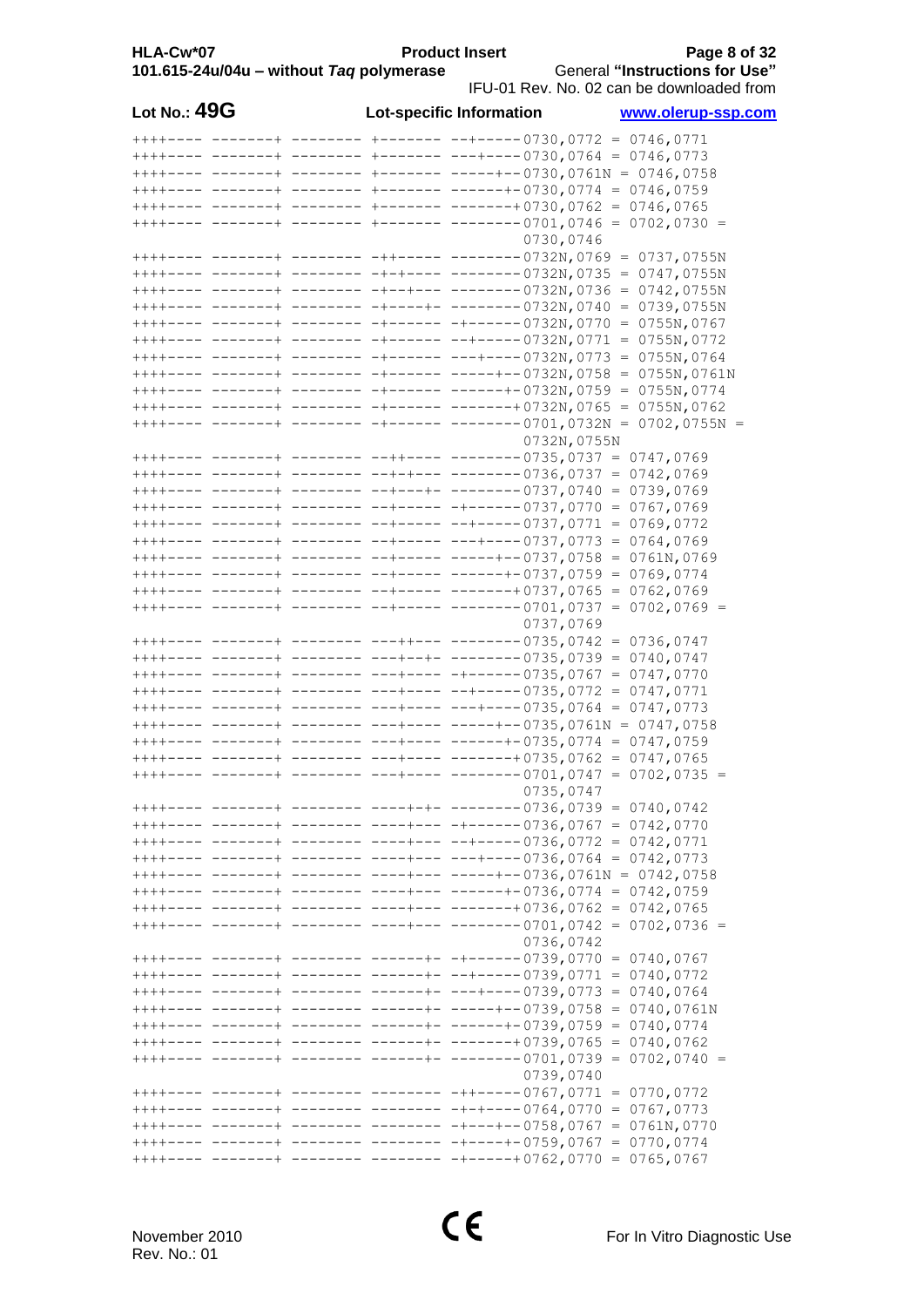**Lot No.: 49G** **Lot-specific Information**

```
++++---- -------+ -------- +------- --+-----0730,0772 = 0746,0771
++++---- -------+ -------- +------- ---+----0730,0764 = 0746,0773
++++---- -------+ -------- +------- -----+--0730,0761N = 0746,0758
++++---- -------+ -------- +------- ------+-0730,0774 = 0746,0759
++++---- -------+ -------- +------- -------+0730,0762 = 0746,0765
++++---- -------+ -------- +------- --------0701,0746 = 0702,0730 =
                                            0730,0746
++++---- -------+ -------- -++----- --------0732N,0769 = 0737,0755N
++++---- -------+ -------- -+-+---- --------0732N,0735 = 0747,0755N
++++---- -------+ -------- -+--+--- --------0732N,0736 = 0742,0755N
++++---- -------+ -------- -+----+- --------0732N,0740 = 0739,0755N
++++---- -------+ -------- -+------ -+------0732N,0770 = 0755N,0767
++++---- -------+ -------- -+------ --+-----0732N,0771 = 0755N,0772
++++---- -------+ -------- -+------ ---+----0732N,0773 = 0755N,0764
++++---- -------+ -------- -+------ -----+--0732N,0758 = 0755N,0761N
++++---- -------+ -------- -+------ ------+-0732N,0759 = 0755N,0774
++++---- -------+ -------- -+------ -------+0732N,0765 = 0755N,0762
++++---- -------+ -------- -+------ --------0701,0732N = 0702,0755N =
                                            0732N,0755N
++++---- -------+ -------- --++---- --------0735,0737 = 0747,0769
++++---- -------+ -------- --+-+--- --------0736,0737 = 0742,0769
++++---- -------+ -------- --+---+- --------0737,0740 = 0739,0769
++++---- -------+ -------- --+----- -+------0737,0770 = 0767,0769
++++---- -------+ -------- --+----- --+-----0737,0771 = 0769,0772
++++---- -------+ -------- --+----- ---+----0737,0773 = 0764,0769
++++---- -------+ -------- --+----- -----+--0737,0758 = 0761N,0769
++++---- -------+ -------- --+----- ------+-0737,0759 = 0769,0774
++++---- -------+ -------- --+----- -------+0737,0765 = 0762,0769
++++---- -------+ -------- --+----- --------0701,0737 = 0702,0769 =
                                            0737,0769
++++---- -------+ -------- ---++--- --------0735,0742 = 0736,0747
++++---- -------+ -------- ---+--+- --------0735,0739 = 0740,0747
++++---- -------+ -------- ---+---- -+------0735,0767 = 0747,0770
++++---- -------+ -------- ---+---- --+-----0735,0772 = 0747,0771
++++---- -------+ -------- ---+---- ---+----0735,0764 = 0747,0773
++++---- -------+ -------- ---+---- -----+--0735,0761N = 0747,0758
++++---- -------+ -------- ---+---- ------+-0735,0774 = 0747,0759
++++---- -------+ -------- ---+---- -------+0735,0762 = 0747,0765
++++---- -------+ -------- ---+---- --------0701,0747 = 0702,0735 =
                                            0735,0747
++++---- -------+ -------- ----+-+- --------0736,0739 = 0740,0742
++++---- -------+ -------- ----+--- -+------0736,0767 = 0742,0770
++++---- -------+ -------- ----+--- --+-----0736,0772 = 0742,0771
++++---- -------+ -------- ----+--- ---+----0736,0764 = 0742,0773
++++---- -------+ -------- ----+--- -----+--0736,0761N = 0742,0758
++++---- -------+ -------- ----+--- ------+-0736,0774 = 0742,0759
++++---- -------+ -------- ----+--- -------+0736,0762 = 0742,0765
++++---- -------+ -------- ----+--- --------0701,0742 = 0702,0736 =
                                            0736,0742
++++---- -------+ -------- ------+- -+------0739,0770 = 0740,0767
++++---- -------+ -------- ------+- --+-----0739,0771 = 0740,0772
++++---- -------+ -------- ------+- ---+----0739,0773 = 0740,0764
++++---- -------+ -------- ------+- -----+--0739,0758 = 0740,0761N
++++---- -------+ -------- ------+- ------+-0739,0759 = 0740,0774
++++---- -------+ -------- ------+- -------+0739,0765 = 0740,0762
++++---- -------+ -------- ------+- --------0701,0739 = 0702,0740 =
                                            0739,0740
++++---- -------+ -------- -------- -++-----0767,0771 = 0770,0772
++++---- -------+ -------- -------- -+-+----0764,0770 = 0767,0773
++++---- -------+ -------- -------- -+---+--0758,0767 = 0761N,0770
++++---- -------+ -------- -------- -+----+-0759,0767 = 0770,0774
++++---- -------+ -------- -------- -+-----+0762,0770 = 0765,0767
```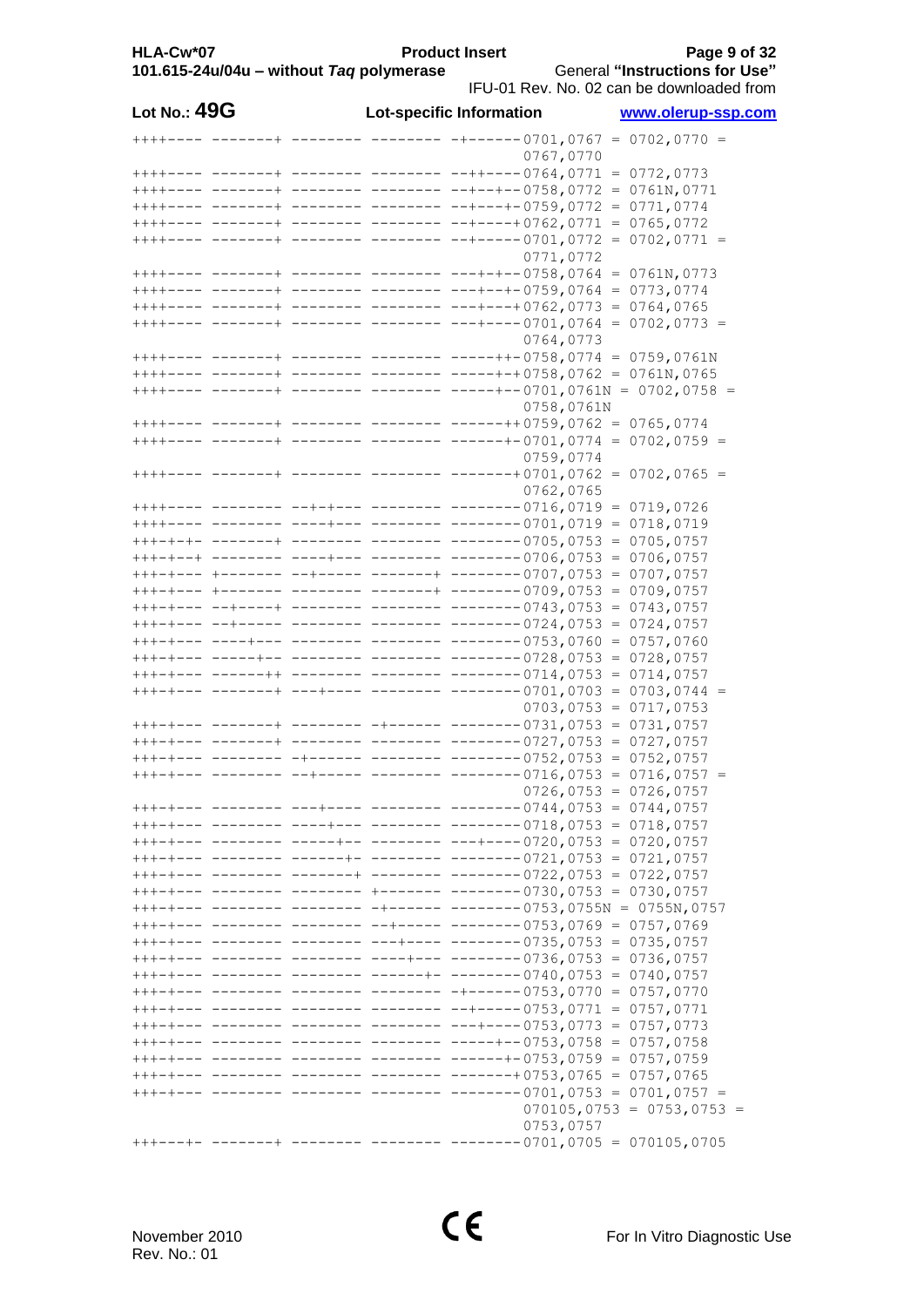Lot No.: **49G**

**Lot-specific Information**

```
++++---- -------+ -------- -------- -+------0701,0767 = 0702,0770 =
                                            0767,0770
++++---- -------+ -------- -------- --++----0764,0771 = 0772,0773
++++---- -------+ -------- -------- --+--+--0758,0772 = 0761N,0771
++++---- -------+ -------- -------- --+---+-0759,0772 = 0771,0774
++++---- -------+ -------- -------- --+----+0762,0771 = 0765,0772
++++---- -------+ -------- -------- --+-----0701,0772 = 0702,0771 =
                                            0771,0772
++++---- -------+ -------- -------- ---+-+--0758,0764 = 0761N,0773
++++---- -------+ -------- -------- ---+--+-0759,0764 = 0773,0774
++++---- -------+ -------- -------- ---+---+0762,0773 = 0764,0765
++++---- -------+ -------- -------- ---+----0701,0764 = 0702,0773 =
                                            0764,0773
++++---- -------+ -------- -------- -----++-0758,0774 = 0759,0761N
++++---- -------+ -------- -------- -----+-+0758,0762 = 0761N,0765
++++---- -------+ -------- -------- -----+--0701,0761N = 0702,0758 =
                                            0758,0761N
++++---- -------+ -------- -------- ------++0759,0762 = 0765,0774
++++---- -------+ -------- -------- ------+-0701,0774 = 0702,0759 =
                                            0759,0774
++++---- -------+ -------- -------- -------+0701,0762 = 0702,0765 =
                                            0762,0765
++++---- -------- --+-+--- -------- --------0716,0719 = 0719,0726
++++---- -------- ----+--- -------- --------0701,0719 = 0718,0719
+++-+-+- -------+ -------- -------- --------0705,0753 = 0705,0757
+++-+--+ -------- ----+--- -------- --------0706,0753 = 0706,0757
+++-+--- +------- --+----- -------+ --------0707,0753 = 0707,0757
+++-+--- +------- -------- -------+ --------0709,0753 = 0709,0757
+++-+--- --+----+ -------- -------- --------0743,0753 = 0743,0757
+++-+--- --+----- -------- -------- --------0724,0753 = 0724,0757
+++-+--- ----+--- -------- -------- --------0753,0760 = 0757,0760
+++-+--- -----+-- -------- -------- --------0728,0753 = 0728,0757
+++-+--- ------++ -------- -------- --------0714,0753 = 0714,0757
+++-+--- -------+ ---+---- -------- --------0701,0703 = 0703,0744 =
                                            0703,0753 = 0717,0753
+++-+--- -------+ -------- -+------ --------0731,0753 = 0731,0757
+++-+--- -------+ -------- -------- --------0727,0753 = 0727,0757
+++-+--- -------- -+------ -------- --------0752,0753 = 0752,0757
+++-+--- -------- --+----- -------- --------0716,0753 = 0716,0757 =
                                            0726,0753 = 0726,0757
+++-+--- -------- ---+---- -------- --------0744,0753 = 0744,0757
+++-+--- -------- ----+--- -------- --------0718,0753 = 0718,0757
+++-+--- -------- -----+-- -------- ---+----0720,0753 = 0720,0757
+++-+--- -------- ------+- -------- --------0721,0753 = 0721,0757
+++-+--- -------- -------+ -------- --------0722,0753 = 0722,0757
+++-+--- -------- -------- +------- --------0730,0753 = 0730,0757
+++-+--- -------- -------- -+------ --------0753,0755N = 0755N,0757
+++-+--- -------- -------- --+----- --------0753,0769 = 0757,0769
+++-+--- -------- -------- ---+---- --------0735,0753 = 0735,0757
+++-+--- -------- -------- ----+--- --------0736,0753 = 0736,0757
+++-+--- -------- -------- ------+- --------0740,0753 = 0740,0757
+++-+--- -------- -------- -------- -+------0753,0770 = 0757,0770
+++-+--- -------- -------- -------- --+-----0753,0771 = 0757,0771
+++-+--- -------- -------- -------- ---+----0753,0773 = 0757,0773
+++-+--- -------- -------- -------- -----+--0753,0758 = 0757,0758
+++-+--- -------- -------- -------- ------+-0753,0759 = 0757,0759
+++-+--- -------- -------- -------- -------+0753,0765 = 0757,0765
+++-+--- -------- -------- -------- --------0701,0753 = 0701,0757 =
                                            070105,0753 = 0753,0753 =
                                            0753,0757
+++---+- -------+ -------- -------- --------0701,0705 = 070105,0705
```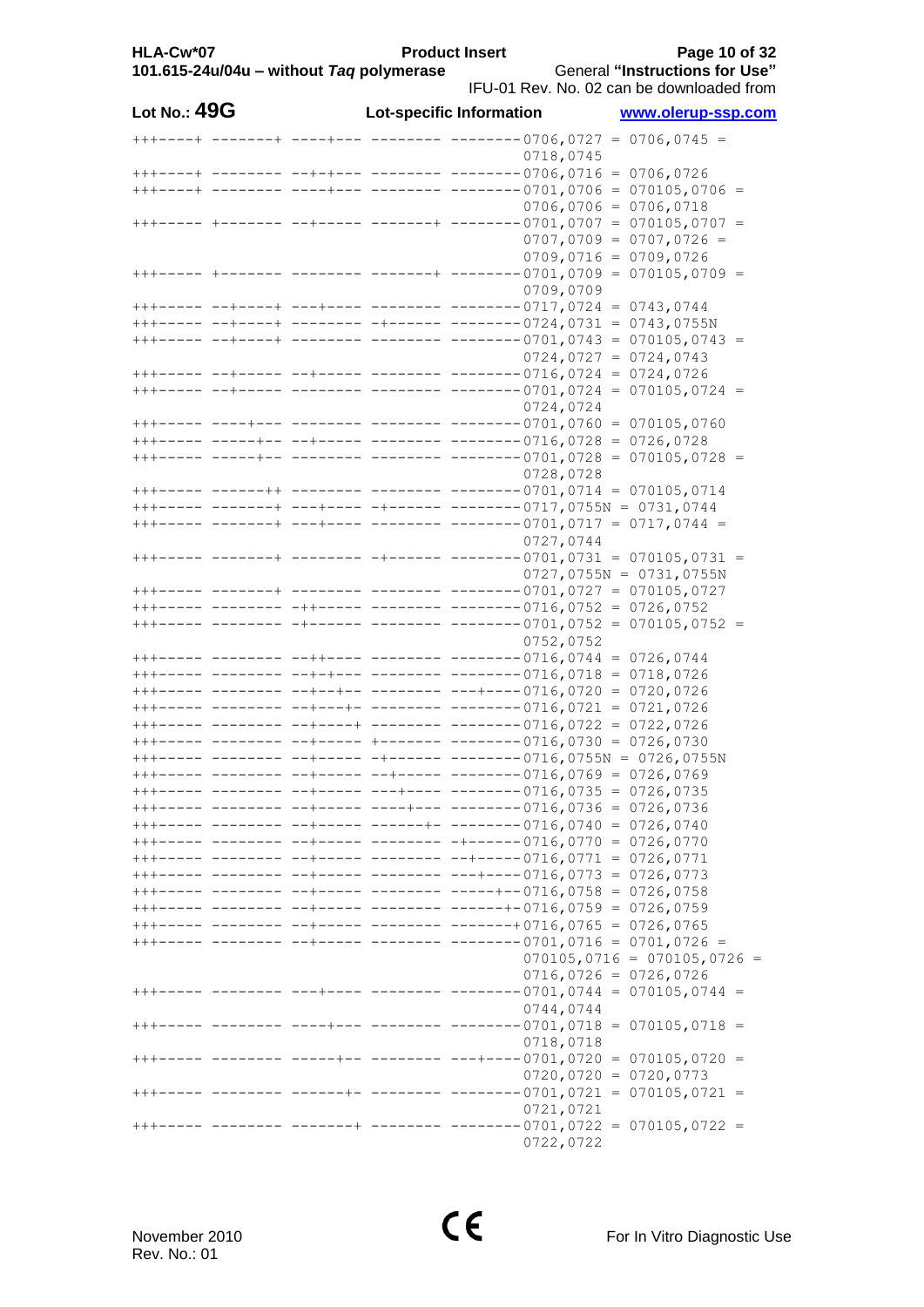**Lot No.: 49G** **Lot-specific Information** **www.olerup-ssp.com**

```
+++----+ -------+ ----+--- -------- --------0706,0727 = 0706,0745 =
                                            0718,0745
+++----+ -------- --+-+--- -------- --------0706,0716 = 0706,0726
+++----+ -------- ----+--- -------- --------0701,0706 = 070105,0706 =
                                            0706,0706 = 0706,0718
+++----- +------- --+----- -------+ --------0701,0707 = 070105,0707 =
                                            0707,0709 = 0707,0726 =
                                            0709,0716 = 0709,0726
+++----- +------- -------- -------+ --------0701,0709 = 070105,0709 =
                                            0709,0709
+++----- --+----+ ---+---- -------- --------0717,0724 = 0743,0744
+++----- --+----+ -------- -+------ --------0724,0731 = 0743,0755N
+++----- --+----+ -------- -------- --------0701,0743 = 070105,0743 =
                                            0724,0727 = 0724,0743
+++----- --+----- --+----- -------- --------0716,0724 = 0724,0726
+++----- --+----- -------- -------- --------0701,0724 = 070105,0724 =
                                            0724,0724
+++----- ----+--- -------- -------- --------0701,0760 = 070105,0760
+++----- -----+-- --+----- -------- --------0716,0728 = 0726,0728
+++----- -----+-- -------- -------- --------0701,0728 = 070105,0728 =
                                            0728,0728
+++----- ------++ -------- -------- --------0701,0714 = 070105,0714
+++----- -------+ ---+---- -+------ --------0717,0755N = 0731,0744
+++----- -------+ ---+---- -------- --------0701,0717 = 0717,0744 =
                                            0727,0744
+++----- -------+ -------- -+------ --------0701,0731 = 070105,0731 =
                                            0727,0755N = 0731,0755N
+++----- -------+ -------- -------- --------0701,0727 = 070105,0727
+++----- -------- -++----- -------- --------0716,0752 = 0726,0752
+++----- -------- -+------ -------- --------0701,0752 = 070105,0752 =
                                            0752,0752
+++----- -------- --++---- -------- --------0716,0744 = 0726,0744
+++----- -------- --+-+--- -------- --------0716,0718 = 0718,0726
+++----- -------- --+--+-- -------- ---+----0716,0720 = 0720,0726
+++----- -------- --+---+- -------- --------0716,0721 = 0721,0726
+++----- -------- --+----+ -------- --------0716,0722 = 0722,0726
+++----- -------- --+----- +------- --------0716,0730 = 0726,0730
+++----- -------- --+----- -+------ --------0716,0755N = 0726,0755N
+++----- -------- --+----- --+----- --------0716,0769 = 0726,0769
+++----- -------- --+----- ---+---- --------0716,0735 = 0726,0735
+++----- -------- --+----- ----+--- --------0716,0736 = 0726,0736
+++----- -------- --+----- ------+- --------0716,0740 = 0726,0740
+++----- -------- --+----- -------- -+------0716,0770 = 0726,0770
+++----- -------- --+----- -------- --+-----0716,0771 = 0726,0771
+++----- -------- --+----- -------- ---+----0716,0773 = 0726,0773
+++----- -------- --+----- -------- -----+--0716,0758 = 0726,0758
+++----- -------- --+----- -------- ------+-0716,0759 = 0726,0759
+++----- -------- --+----- -------- -------+0716,0765 = 0726,0765
+++----- -------- --+----- -------- --------0701,0716 = 0701,0726 =
                                            070105,0716 = 070105,0726 =
                                            0716,0726 = 0726,0726
+++----- -------- ---+---- -------- --------0701,0744 = 070105,0744 =
                                            0744,0744
+++----- -------- ----+--- -------- --------0701,0718 = 070105,0718 =
                                            0718,0718
+++----- -------- -----+-- -------- ---+----0701,0720 = 070105,0720 =
                                            0720,0720 = 0720,0773
+++----- -------- ------+- -------- --------0701,0721 = 070105,0721 =
                                            0721,0721
+++----- -------- -------+ -------- --------0701,0722 = 070105,0722 =
                                            0722,0722
```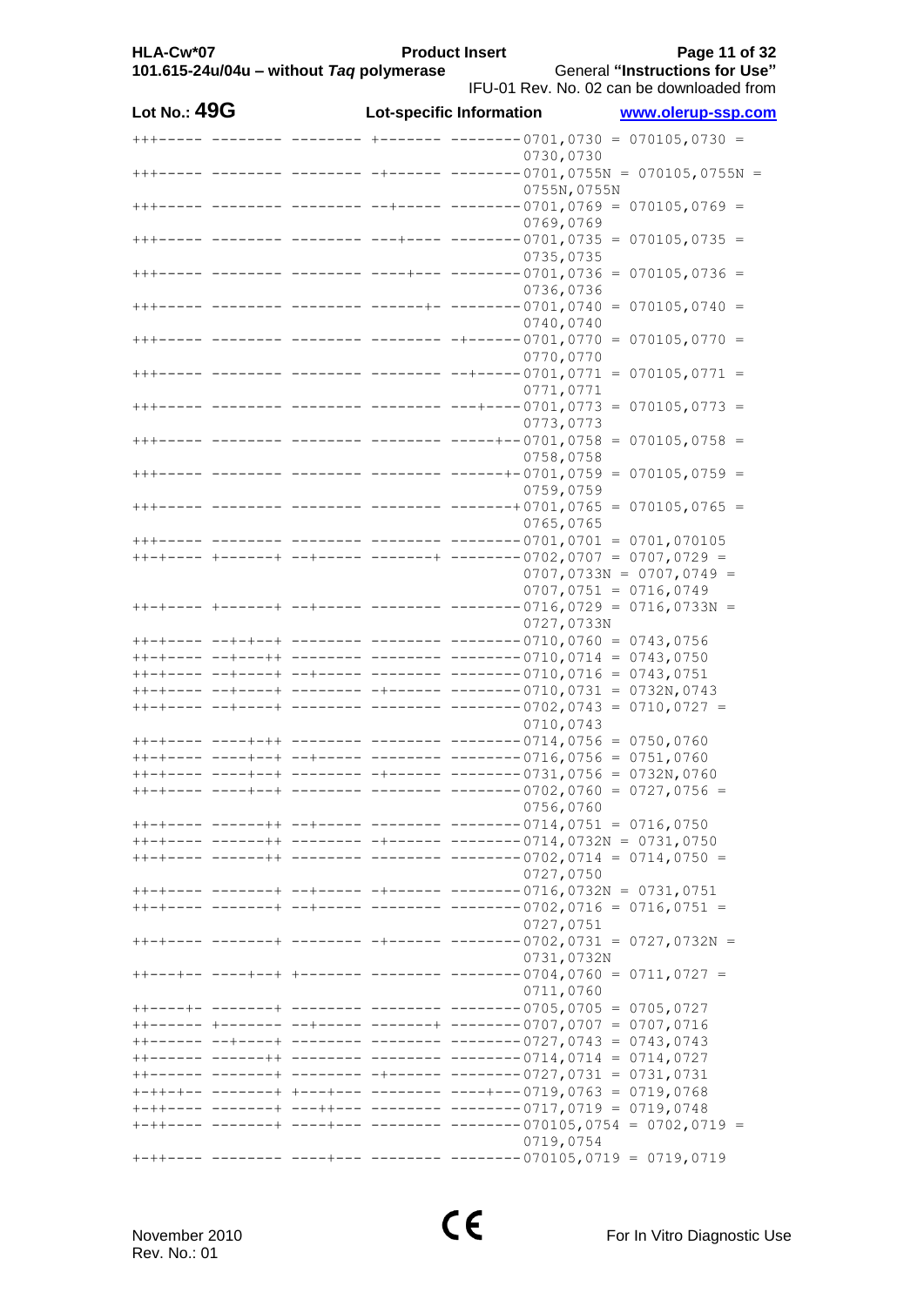Lot No.: **49G**

**Lot-specific Information**

```
+++----- -------- -------- +------- --------0701,0730 = 070105,0730 =
                                            0730,0730
+++----- -------- -------- -+------ --------0701,0755N = 070105,0755N =
                                            0755N,0755N
+++----- -------- -------- --+----- --------0701,0769 = 070105,0769 =
                                            0769,0769
+++----- -------- -------- ---+---- --------0701,0735 = 070105,0735 =
                                            0735,0735
+++----- -------- -------- ----+--- --------0701,0736 = 070105,0736 =
                                            0736,0736
+++----- -------- -------- ------+- --------0701,0740 = 070105,0740 =
                                            0740,0740
+++----- -------- -------- -------- -+------0701,0770 = 070105,0770 =
                                            0770,0770
+++----- -------- -------- -------- --+-----0701,0771 = 070105,0771 =
                                            0771,0771
+++----- -------- -------- -------- ---+----0701,0773 = 070105,0773 =
                                            0773,0773
+++----- -------- -------- -------- -----+--0701,0758 = 070105,0758 =
                                            0758,0758
+++----- -------- -------- -------- ------+-0701,0759 = 070105,0759 =
                                            0759,0759
+++----- -------- -------- -------- -------+0701,0765 = 070105,0765 =
                                            0765,0765
+++----- -------- -------- -------- --------0701,0701 = 0701,070105
++-+---- +-------+ --+----- -------+ --------0702,0707 = 0707,0729 =
                                            0707,0733N = 0707,0749 =
                                            0707,0751 = 0716,0749
++-+---- +-------+ --+----- -------- --------0716,0729 = 0716,0733N =
                                            0727,0733N
++-+---- --+-+--+ -------- -------- --------0710,0760 = 0743,0756
++-+---- --+---++ -------- -------- --------0710,0714 = 0743,0750
++-+---- --+----+ --+----- -------- --------0710,0716 = 0743,0751
++-+---- --+----+ -------- -+------ --------0710,0731 = 0732N,0743
++-+---- --+----+ -------- -------- --------0702,0743 = 0710,0727 =
                                            0710,0743
++-+---- ----+-++ -------- -------- --------0714,0756 = 0750,0760
++-+---- ----+--+ --+----- -------- --------0716,0756 = 0751,0760
++-+---- ----+--+ -------- -+------ --------0731,0756 = 0732N,0760
++-+---- ----+--+ -------- -------- --------0702,0760 = 0727,0756 =
                                            0756,0760
++-+---- ------++ --+----- -------- --------0714,0751 = 0716,0750
++-+---- ------++ -------- -+------ --------0714,0732N = 0731,0750
++-+---- ------++ -------- -------- --------0702,0714 = 0714,0750 =
                                            0727,0750
++-+---- -------+ --+----- -+------ --------0716,0732N = 0731,0751
++-+---- -------+ --+----- -------- --------0702,0716 = 0716,0751 =
                                            0727,0751
++-+---- -------+ -------- -+------ --------0702,0731 = 0727,0732N =
                                            0731,0732N
++---+-- ----+--+ +------- -------- --------0704,0760 = 0711,0727 =
                                            0711,0760
++----+- -------+ -------- -------- --------0705,0705 = 0705,0727
++------ +------- --+----- -------+ --------0707,0707 = 0707,0716
++------ --+----+ -------- -------- --------0727,0743 = 0743,0743
++------ ------++ -------- -------- --------0714,0714 = 0714,0727
++------ -------+ -------- -+------ --------0727,0731 = 0731,0731
+-++-+-- -------+ +---+--- -------- ----+---0719,0763 = 0719,0768
+-++---- -------+ ---++--- -------- --------0717,0719 = 0719,0748
+-++---- -------+ ----+--- -------- --------070105,0754 = 0702,0719 =
                                            0719,0754
+-++---- -------- ----+--- -------- --------070105,0719 = 0719,0719
```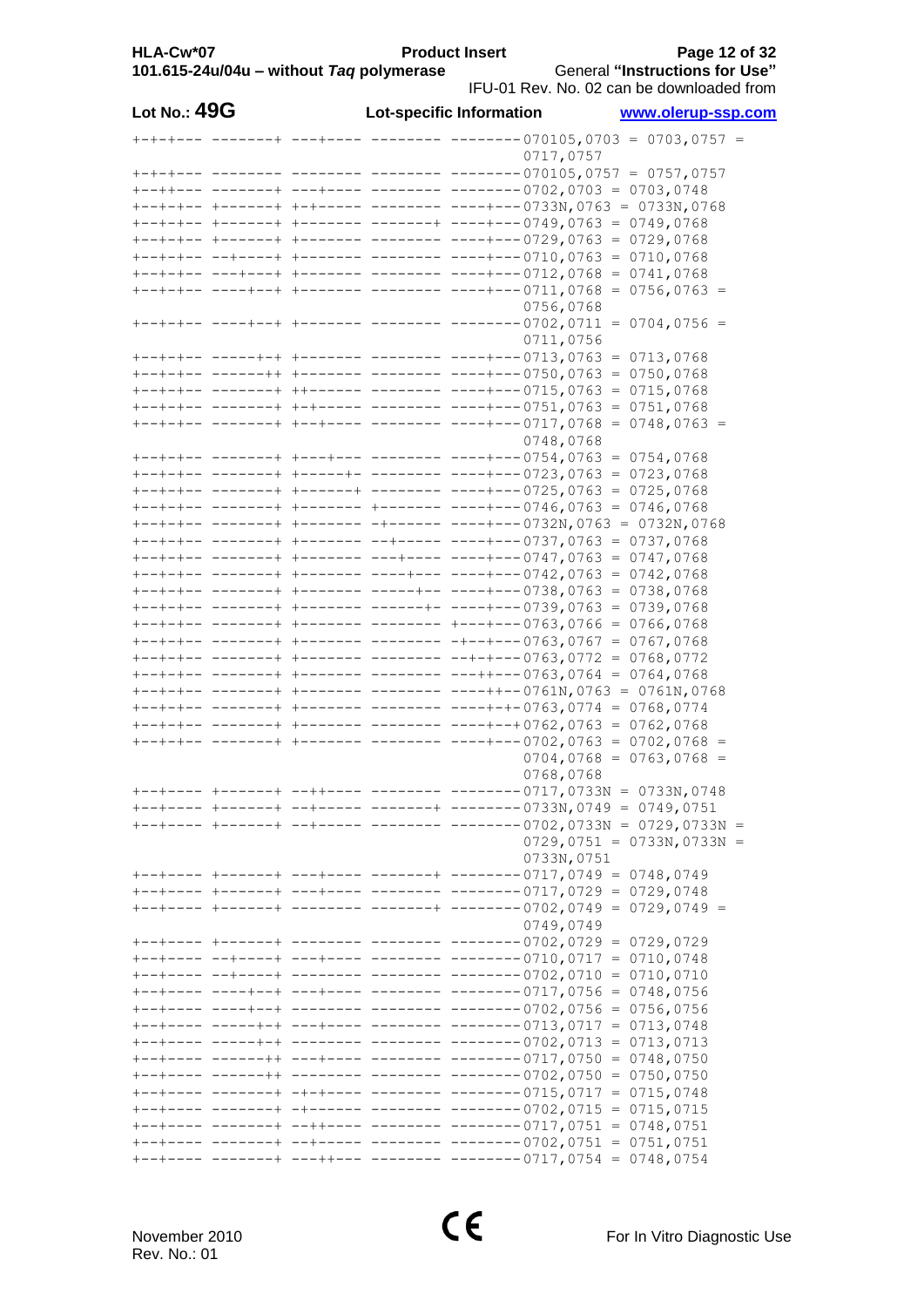**Lot No.: 49G** **Lot-specific Information** **www.olerup-ssp.com**

```
+-+-+--- -------+ ---+---- -------- --------070105,0703 = 0703,0757 =
                                            0717,0757
+-+-+--- -------- -------- -------- --------070105,0757 = 0757,0757
+--++--- -------+ ---+---- -------- --------0702,0703 = 0703,0748
+--+-+-- +-------+ +-+----- -------- ----+---0733N,0763 = 0733N,0768
+--+-+-- +-------+ +------- -------+ ----+---0749,0763 = 0749,0768
+--+-+-- +-------+ +------- -------- ----+---0729,0763 = 0729,0768
+--+-+-- --+----+ +------- -------- ----+---0710,0763 = 0710,0768
+--+-+-- ---+---+ +------- -------- ----+---0712,0768 = 0741,0768
+--+-+-- ----+--+ +------- -------- ----+---0711,0768 = 0756,0763 =
                                            0756,0768
+--+-+-- ----+--+ +------- -------- --------0702,0711 = 0704,0756 =
                                            0711,0756
+--+-+-- -----+-+ +------- -------- ----+---0713,0763 = 0713,0768
+--+-+-- ------++ +------- -------- ----+---0750,0763 = 0750,0768
+--+-+-- -------+ ++------ -------- ----+---0715,0763 = 0715,0768
+--+-+-- -------+ +-+----- -------- ----+---0751,0763 = 0751,0768
+--+-+-- -------+ +--+---- -------- ----+---0717,0768 = 0748,0763 =
                                            0748,0768
+--+-+-- -------+ +---+--- -------- ----+---0754,0763 = 0754,0768
+--+-+-- -------+ +-----+- -------- ----+---0723,0763 = 0723,0768
+--+-+-- -------+ +------+ -------- ----+---0725,0763 = 0725,0768
+--+-+-- -------+ +------- +------- ----+---0746,0763 = 0746,0768
+--+-+-- -------+ +------- -+------ ----+---0732N,0763 = 0732N,0768
+--+-+-- -------+ +------- --+----- ----+---0737,0763 = 0737,0768
+--+-+-- -------+ +------- ---+---- ----+---0747,0763 = 0747,0768
+--+-+-- -------+ +------- ----+--- ----+---0742,0763 = 0742,0768
+--+-+-- -------+ +------- -----+-- ----+---0738,0763 = 0738,0768
+--+-+-- -------+ +------- ------+- ----+---0739,0763 = 0739,0768
+--+-+-- -------+ +------- -------- +---+---0763,0766 = 0766,0768
+--+-+-- -------+ +------- -------- -+--+---0763,0767 = 0767,0768
+--+-+-- -------+ +------- -------- --+-+---0763,0772 = 0768,0772
+--+-+-- -------+ +------- -------- ---++---0763,0764 = 0764,0768
+--+-+-- -------+ +------- -------- ----++--0761N,0763 = 0761N,0768
+--+-+-- -------+ +------- -------- ----+-+-0763,0774 = 0768,0774
+--+-+-- -------+ +------- -------- ----+--+0762,0763 = 0762,0768
+--+-+-- -------+ +------- -------- ----+---0702,0763 = 0702,0768 =
                                            0704,0768 = 0763,0768 =
                                            0768,0768
+--+---- +-------+ --++---- -------- --------0717,0733N = 0733N,0748
+--+---- +-------+ --+----- -------+ --------0733N,0749 = 0749,0751
+--+---- +-------+ --+----- -------- --------0702,0733N = 0729,0733N =
                                            0729,0751 = 0733N,0733N =
                                            0733N,0751
+--+---- +-------+ ---+---- -------+ --------0717,0749 = 0748,0749
+--+---- +-------+ ---+---- -------- --------0717,0729 = 0729,0748
+--+---- +-------+ -------- -------+ --------0702,0749 = 0729,0749 =
                                            0749,0749
+--+---- +-------+ -------- -------- --------0702,0729 = 0729,0729
+--+---- --+----+ ---+---- -------- --------0710,0717 = 0710,0748
+--+---- --+----+ -------- -------- --------0702,0710 = 0710,0710
+--+---- ----+--+ ---+---- -------- --------0717,0756 = 0748,0756
+--+---- ----+--+ -------- -------- --------0702,0756 = 0756,0756
+--+---- -----+-+ ---+---- -------- --------0713,0717 = 0713,0748
+--+---- -----+-+ -------- -------- --------0702,0713 = 0713,0713
+--+---- ------++ ---+---- -------- --------0717,0750 = 0748,0750
+--+---- ------++ -------- -------- --------0702,0750 = 0750,0750
+--+---- -------+ -+-+---- -------- --------0715,0717 = 0715,0748
+--+---- -------+ -+------ -------- --------0702,0715 = 0715,0715
+--+---- -------+ --++---- -------- --------0717,0751 = 0748,0751
+--+---- -------+ --+----- -------- --------0702,0751 = 0751,0751
+--+---- -------+ ---++--- -------- --------0717,0754 = 0748,0754
```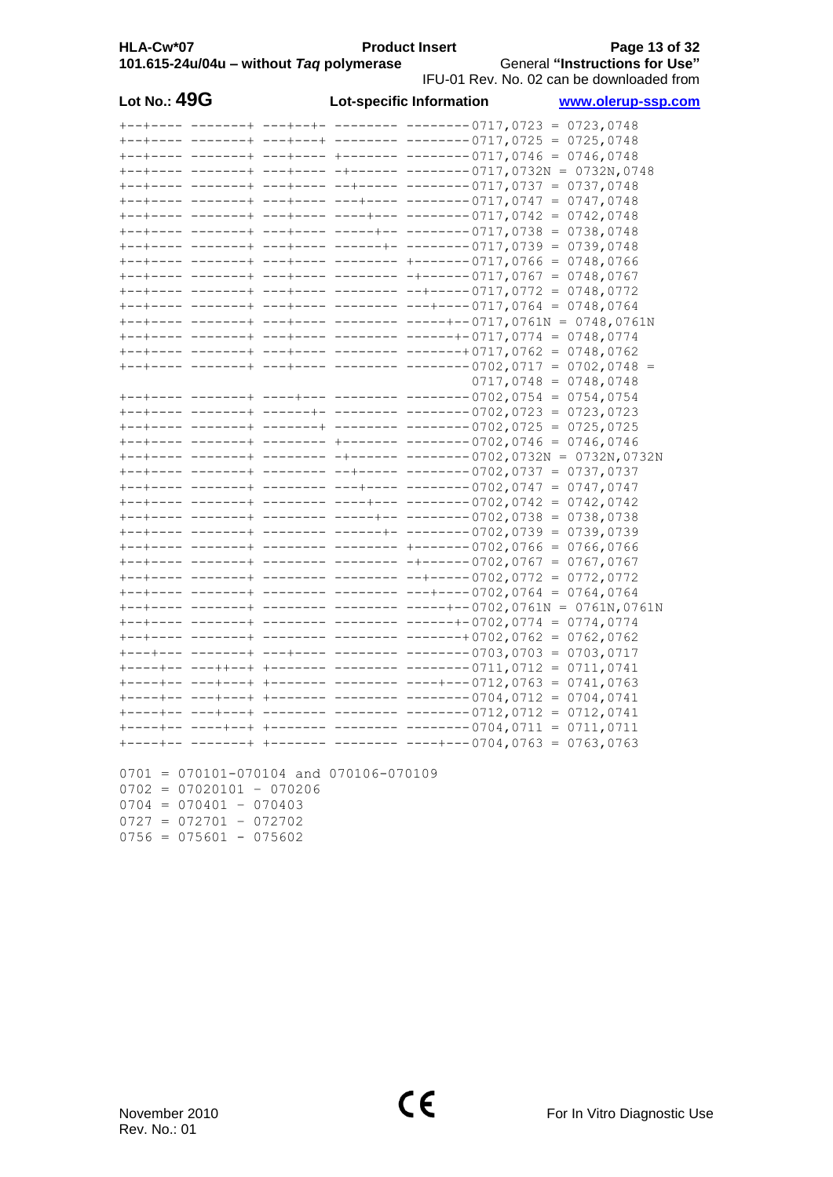**Lot No.: 49G** **Lot-specific Information**

```
+--+---- -------+ ---+--+- -------- --------0717,0723 = 0723,0748
+--+---- -------+ ---+---+ -------- --------0717,0725 = 0725,0748
+--+---- -------+ ---+---- +------- --------0717,0746 = 0746,0748
+--+---- -------+ ---+---- -+------ --------0717,0732N = 0732N,0748
+--+---- -------+ ---+---- --+----- --------0717,0737 = 0737,0748
+--+---- -------+ ---+---- ---+---- --------0717,0747 = 0747,0748
+--+---- -------+ ---+---- ----+--- --------0717,0742 = 0742,0748
+--+---- -------+ ---+---- -----+-- --------0717,0738 = 0738,0748
+--+---- -------+ ---+---- ------+- --------0717,0739 = 0739,0748
+--+---- -------+ ---+---- -------- +-------0717,0766 = 0748,0766
+--+---- -------+ ---+---- -------- -+------0717,0767 = 0748,0767
+--+---- -------+ ---+---- -------- --+-----0717,0772 = 0748,0772
+--+---- -------+ ---+---- -------- ---+----0717,0764 = 0748,0764
+--+---- -------+ ---+---- -------- -----+--0717,0761N = 0748,0761N
+--+---- -------+ ---+---- -------- ------+-0717,0774 = 0748,0774
+--+---- -------+ ---+---- -------- -------+0717,0762 = 0748,0762
+--+---- -------+ ---+---- -------- --------0702,0717 = 0702,0748 =
                                            0717,0748 = 0748,0748
+--+---- -------+ ----+--- -------- --------0702,0754 = 0754,0754
+--+---- -------+ ------+- -------- --------0702,0723 = 0723,0723
+--+---- -------+ -------+ -------- --------0702,0725 = 0725,0725
+--+---- -------+ -------- +------- --------0702,0746 = 0746,0746
+--+---- -------+ -------- -+------ --------0702,0732N = 0732N,0732N
+--+---- -------+ -------- --+----- --------0702,0737 = 0737,0737
+--+---- -------+ -------- ---+---- --------0702,0747 = 0747,0747
+--+---- -------+ -------- ----+--- --------0702,0742 = 0742,0742
+--+---- -------+ -------- -----+-- --------0702,0738 = 0738,0738
+--+---- -------+ -------- ------+- --------0702,0739 = 0739,0739
+--+---- -------+ -------- -------- +-------0702,0766 = 0766,0766
+--+---- -------+ -------- -------- -+------0702,0767 = 0767,0767
+--+---- -------+ -------- -------- --+-----0702,0772 = 0772,0772
+--+---- -------+ -------- -------- ---+----0702,0764 = 0764,0764
+--+---- -------+ -------- -------- -----+--0702,0761N = 0761N,0761N
+--+---- -------+ -------- -------- ------+-0702,0774 = 0774,0774
+--+---- -------+ -------- -------- -------+0702,0762 = 0762,0762
+---+--- -------+ ---+---- -------- --------0703,0703 = 0703,0717
+----+-- ---++--+ +------- -------- --------0711,0712 = 0711,0741
+----+-- ---+---+ +------- -------- ----+---0712,0763 = 0741,0763
+----+-- ---+---+ +------- -------- --------0704,0712 = 0704,0741
+----+-- ---+---+ -------- -------- --------0712,0712 = 0712,0741
+----+-- ----+--- +------- -------- --------0704,0711 = 0711,0711
+----+-- -------+ +------- -------- ----+---0704,0763 = 0763,0763
```

```
0701 = 070101-070104 and 070106-070109
0702 = 07020101 - 070206
0704 = 070401 - 070403
0727 = 072701 - 072702
0756 = 075601 - 075602
```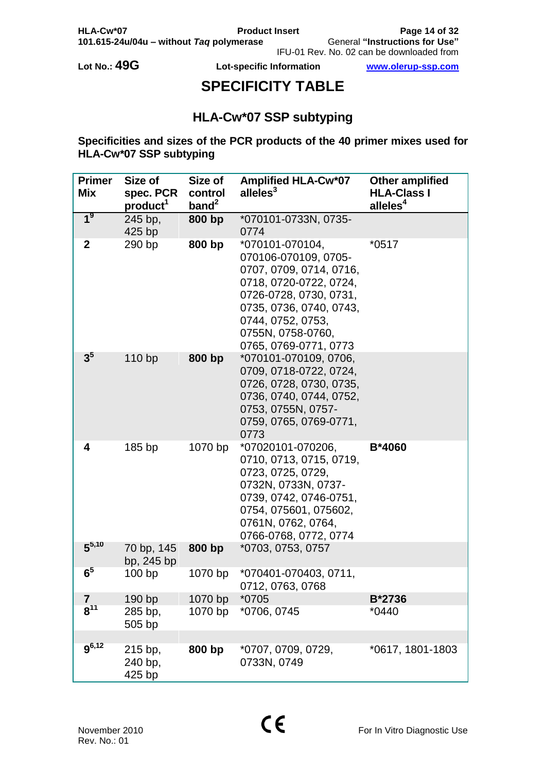Lot No.: 49G

Lot-specific Information

# SPECIFICITY TABLE

## HLA-Cw*07 SSP subtyping

**Specificities and sizes of the PCR products of the 40 primer mixes used for HLA-Cw*07 SSP subtyping**

| Primer Mix | Size of spec. PCR product[1] | Size of control band[2] | Amplified HLA-Cw*07 alleles[3] | Other amplified HLA-Class I alleles[4] |
|---|---|---|---|---|
| **1**[9] | 245 bp, 425 bp | **800 bp** | *070101-0733N, 0735-0774 | |
| **2** | 290 bp | **800 bp** | *070101-070104, 070106-070109, 0705-0707, 0709, 0714, 0716, 0718, 0720-0722, 0724, 0726-0728, 0730, 0731, 0735, 0736, 0740, 0743, 0744, 0752, 0753, 0755N, 0758-0760, 0765, 0769-0771, 0773 | *0517 |
| **3**[5] | 110 bp | **800 bp** | *070101-070109, 0706, 0709, 0718-0722, 0724, 0726, 0728, 0730, 0735, 0736, 0740, 0744, 0752, 0753, 0755N, 0757-0759, 0765, 0769-0771, 0773 | |
| **4** | 185 bp | 1070 bp | *07020101-070206, 0710, 0713, 0715, 0719, 0723, 0725, 0729, 0732N, 0733N, 0737-0739, 0742, 0746-0751, 0754, 075601, 075602, 0761N, 0762, 0764, 0766-0768, 0772, 0774 | **B*4060** |
| **5**[5,10] | 70 bp, 145 bp, 245 bp | **800 bp** | *0703, 0753, 0757 | |
| **6**[5] | 100 bp | 1070 bp | *070401-070403, 0711, 0712, 0763, 0768 | |
| **7** | 190 bp | 1070 bp | *0705 | **B*2736** |
| **8**[11] | 285 bp, 505 bp | 1070 bp | *0706, 0745 | *0440 |
| **9**[6,12] | 215 bp, 240 bp, 425 bp | **800 bp** | *0707, 0709, 0729, 0733N, 0749 | *0617, 1801-1803 |

November 2010
Rev. No.: 01

For In Vitro Diagnostic Use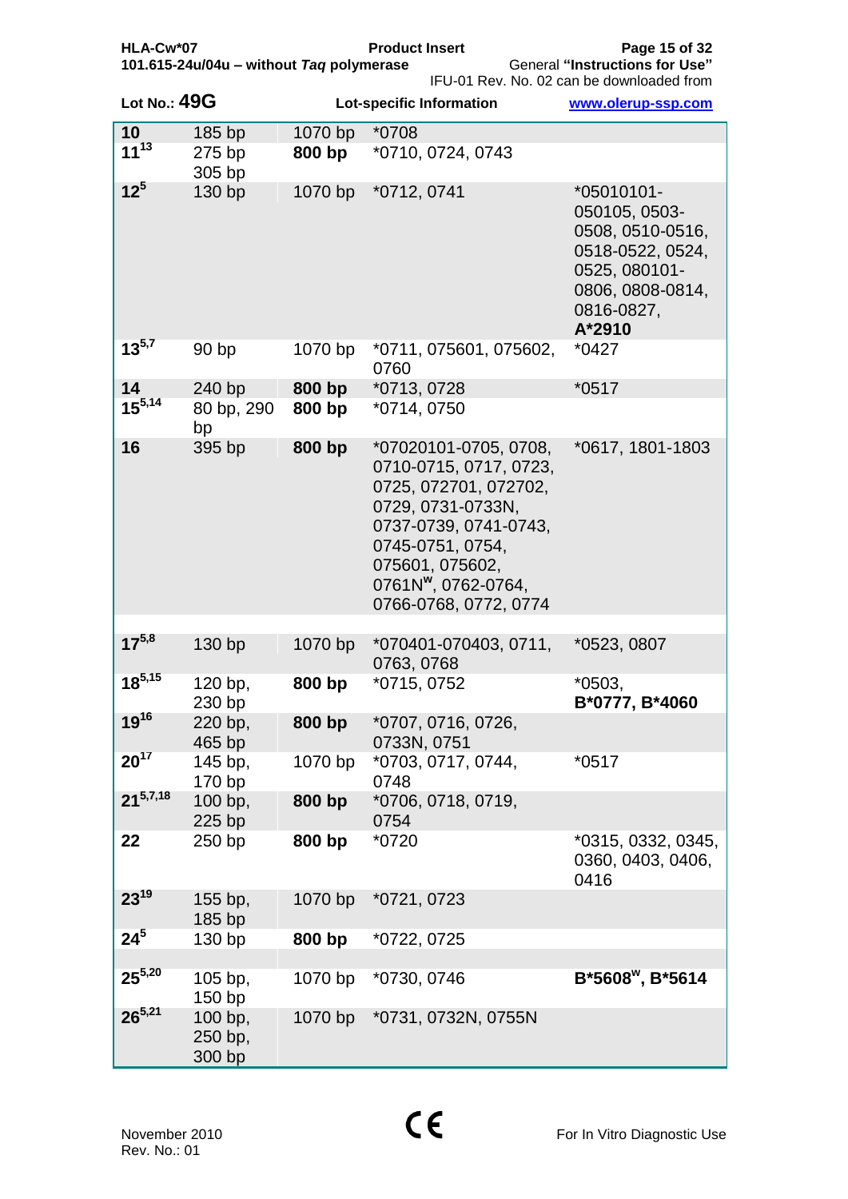Lot No.: **49G** Lot-specific Information

| | | | | |
|---|---|---|---|---|
| **10** | 185 bp | 1070 bp | *0708 | |
| **11**[13] | 275 bp<br>305 bp | **800 bp** | *0710, 0724, 0743 | |
| **12**[5] | 130 bp | 1070 bp | *0712, 0741 | *05010101-050105, 0503-0508, 0510-0516, 0518-0522, 0524, 0525, 080101-0806, 0808-0814, 0816-0827, **A*2910** |
| **13**[5,7] | 90 bp | 1070 bp | *0711, 075601, 075602, 0760 | *0427 |
| **14** | 240 bp | **800 bp** | *0713, 0728 | *0517 |
| **15**[5,14] | 80 bp, 290 bp | **800 bp** | *0714, 0750 | |
| **16** | 395 bp | **800 bp** | *07020101-0705, 0708, 0710-0715, 0717, 0723, 0725, 072701, 072702, 0729, 0731-0733N, 0737-0739, 0741-0743, 0745-0751, 0754, 075601, 075602, 0761N[w], 0762-0764, 0766-0768, 0772, 0774 | *0617, 1801-1803 |
| **17**[5,8] | 130 bp | 1070 bp | *070401-070403, 0711, 0763, 0768 | *0523, 0807 |
| **18**[5,15] | 120 bp,<br>230 bp | **800 bp** | *0715, 0752 | *0503,<br>**B*0777, B*4060** |
| **19**[16] | 220 bp,<br>465 bp | **800 bp** | *0707, 0716, 0726, 0733N, 0751 | |
| **20**[17] | 145 bp,<br>170 bp | 1070 bp | *0703, 0717, 0744, 0748 | *0517 |
| **21**[5,7,18] | 100 bp,<br>225 bp | **800 bp** | *0706, 0718, 0719, 0754 | |
| **22** | 250 bp | **800 bp** | *0720 | *0315, 0332, 0345, 0360, 0403, 0406, 0416 |
| **23**[19] | 155 bp,<br>185 bp | 1070 bp | *0721, 0723 | |
| **24**[5] | 130 bp | **800 bp** | *0722, 0725 | |
| **25**[5,20] | 105 bp,<br>150 bp | 1070 bp | *0730, 0746 | **B*5608**[w]**, B*5614** |
| **26**[5,21] | 100 bp,<br>250 bp,<br>300 bp | 1070 bp | *0731, 0732N, 0755N | |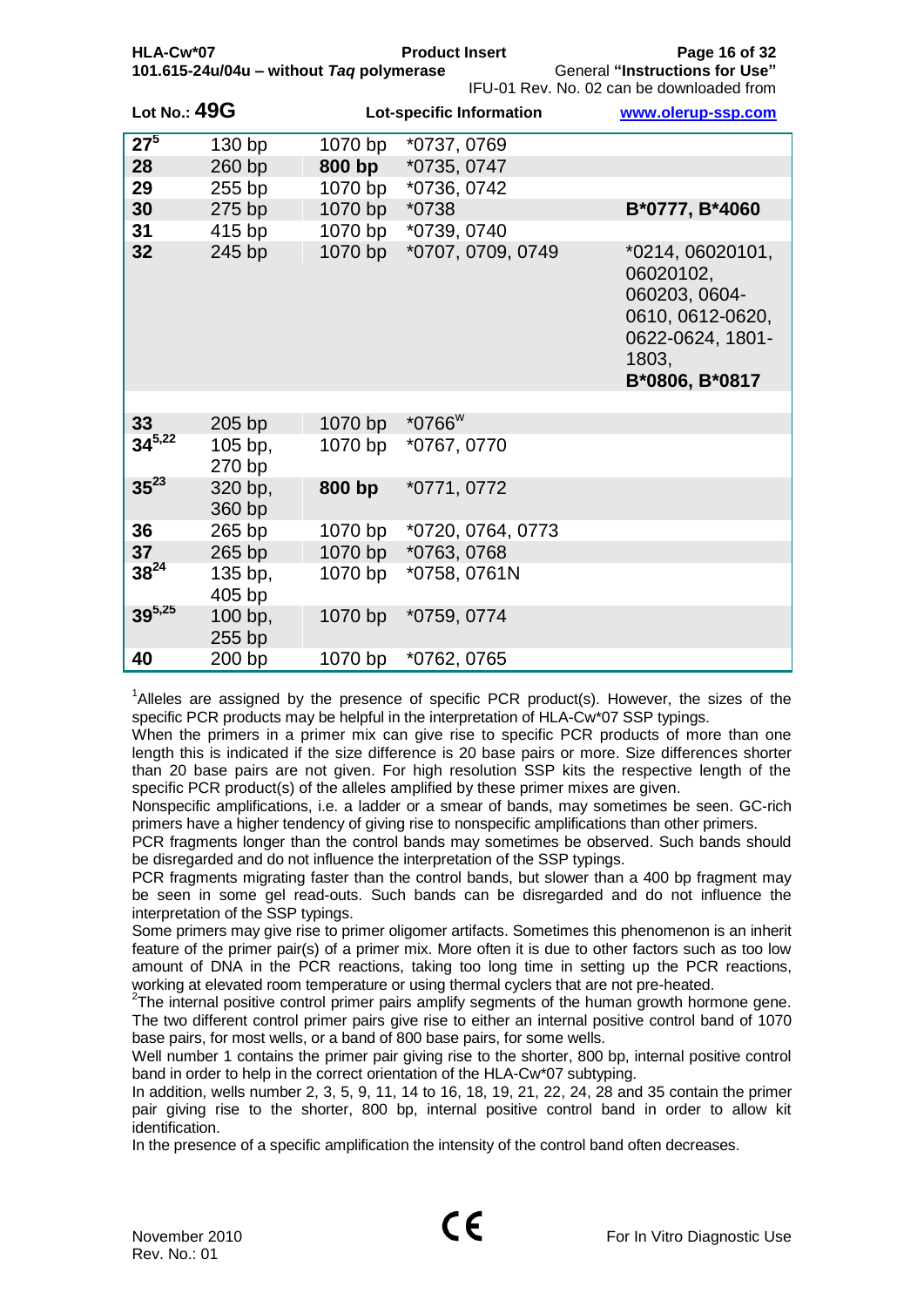Lot No.: **49G** Lot-specific Information

| | | | | |
|---|---|---|---|---|
| **27**[5] | 130 bp | 1070 bp | *0737, 0769 | |
| **28** | 260 bp | **800 bp** | *0735, 0747 | |
| **29** | 255 bp | 1070 bp | *0736, 0742 | |
| **30** | 275 bp | 1070 bp | *0738 | **B*0777, B*4060** |
| **31** | 415 bp | 1070 bp | *0739, 0740 | |
| **32** | 245 bp | 1070 bp | *0707, 0709, 0749 | *0214, 06020101, 06020102, 060203, 0604-0610, 0612-0620, 0622-0624, 1801-1803, **B*0806, B*0817** |
| **33** | 205 bp | 1070 bp | *0766[w] | |
| **34**[5,22] | 105 bp, 270 bp | 1070 bp | *0767, 0770 | |
| **35**[23] | 320 bp, 360 bp | **800 bp** | *0771, 0772 | |
| **36** | 265 bp | 1070 bp | *0720, 0764, 0773 | |
| **37** | 265 bp | 1070 bp | *0763, 0768 | |
| **38**[24] | 135 bp, 405 bp | 1070 bp | *0758, 0761N | |
| **39**[5,25] | 100 bp, 255 bp | 1070 bp | *0759, 0774 | |
| **40** | 200 bp | 1070 bp | *0762, 0765 | |

[1]Alleles are assigned by the presence of specific PCR product(s). However, the sizes of the specific PCR products may be helpful in the interpretation of HLA-Cw*07 SSP typings.
When the primers in a primer mix can give rise to specific PCR products of more than one length this is indicated if the size difference is 20 base pairs or more. Size differences shorter than 20 base pairs are not given. For high resolution SSP kits the respective length of the specific PCR product(s) of the alleles amplified by these primer mixes are given.
Nonspecific amplifications, i.e. a ladder or a smear of bands, may sometimes be seen. GC-rich primers have a higher tendency of giving rise to nonspecific amplifications than other primers.
PCR fragments longer than the control bands may sometimes be observed. Such bands should be disregarded and do not influence the interpretation of the SSP typings.
PCR fragments migrating faster than the control bands, but slower than a 400 bp fragment may be seen in some gel read-outs. Such bands can be disregarded and do not influence the interpretation of the SSP typings.
Some primers may give rise to primer oligomer artifacts. Sometimes this phenomenon is an inherit feature of the primer pair(s) of a primer mix. More often it is due to other factors such as too low amount of DNA in the PCR reactions, taking too long time in setting up the PCR reactions, working at elevated room temperature or using thermal cyclers that are not pre-heated.
[2]The internal positive control primer pairs amplify segments of the human growth hormone gene. The two different control primer pairs give rise to either an internal positive control band of 1070 base pairs, for most wells, or a band of 800 base pairs, for some wells.
Well number 1 contains the primer pair giving rise to the shorter, 800 bp, internal positive control band in order to help in the correct orientation of the HLA-Cw*07 subtyping.
In addition, wells number 2, 3, 5, 9, 11, 14 to 16, 18, 19, 21, 22, 24, 28 and 35 contain the primer pair giving rise to the shorter, 800 bp, internal positive control band in order to allow kit identification.
In the presence of a specific amplification the intensity of the control band often decreases.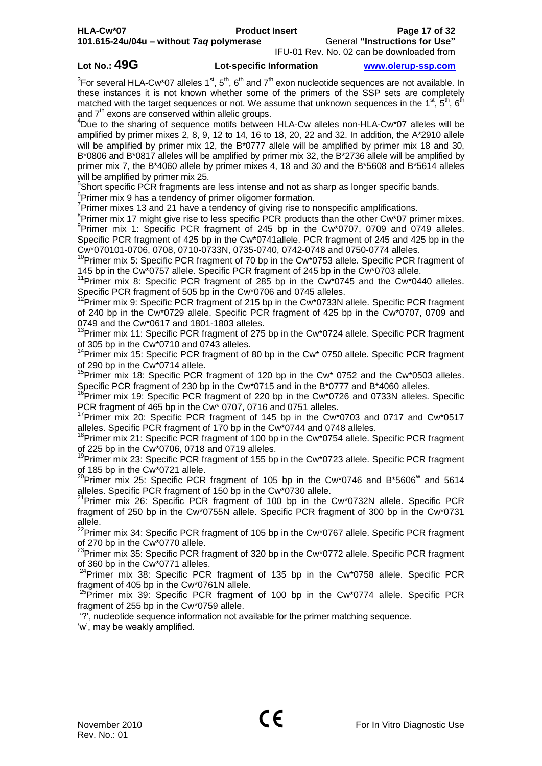[3]For several HLA-Cw*07 alleles 1st, 5th, 6th and 7th exon nucleotide sequences are not available. In these instances it is not known whether some of the primers of the SSP sets are completely matched with the target sequences or not. We assume that unknown sequences in the 1st, 5th, 6th and 7th exons are conserved within allelic groups.

[4]Due to the sharing of sequence motifs between HLA-Cw alleles non-HLA-Cw*07 alleles will be amplified by primer mixes 2, 8, 9, 12 to 14, 16 to 18, 20, 22 and 32. In addition, the A*2910 allele will be amplified by primer mix 12, the B*0777 allele will be amplified by primer mix 18 and 30, B*0806 and B*0817 alleles will be amplified by primer mix 32, the B*2736 allele will be amplified by primer mix 7, the B*4060 allele by primer mixes 4, 18 and 30 and the B*5608 and B*5614 alleles will be amplified by primer mix 25.

[5]Short specific PCR fragments are less intense and not as sharp as longer specific bands.

[6]Primer mix 9 has a tendency of primer oligomer formation.

[7]Primer mixes 13 and 21 have a tendency of giving rise to nonspecific amplifications.

[8]Primer mix 17 might give rise to less specific PCR products than the other Cw*07 primer mixes.

[9]Primer mix 1: Specific PCR fragment of 245 bp in the Cw*0707, 0709 and 0749 alleles. Specific PCR fragment of 425 bp in the Cw*0741allele. PCR fragment of 245 and 425 bp in the Cw*070101-0706, 0708, 0710-0733N, 0735-0740, 0742-0748 and 0750-0774 alleles.

[10]Primer mix 5: Specific PCR fragment of 70 bp in the Cw*0753 allele. Specific PCR fragment of 145 bp in the Cw*0757 allele. Specific PCR fragment of 245 bp in the Cw*0703 allele.

[11]Primer mix 8: Specific PCR fragment of 285 bp in the Cw*0745 and the Cw*0440 alleles. Specific PCR fragment of 505 bp in the Cw*0706 and 0745 alleles.

[12]Primer mix 9: Specific PCR fragment of 215 bp in the Cw*0733N allele. Specific PCR fragment of 240 bp in the Cw*0729 allele. Specific PCR fragment of 425 bp in the Cw*0707, 0709 and 0749 and the Cw*0617 and 1801-1803 alleles.

[13]Primer mix 11: Specific PCR fragment of 275 bp in the Cw*0724 allele. Specific PCR fragment of 305 bp in the Cw*0710 and 0743 alleles.

[14]Primer mix 15: Specific PCR fragment of 80 bp in the Cw* 0750 allele. Specific PCR fragment of 290 bp in the Cw*0714 allele.

[15]Primer mix 18: Specific PCR fragment of 120 bp in the Cw* 0752 and the Cw*0503 alleles. Specific PCR fragment of 230 bp in the Cw*0715 and in the B*0777 and B*4060 alleles.

[16]Primer mix 19: Specific PCR fragment of 220 bp in the Cw*0726 and 0733N alleles. Specific PCR fragment of 465 bp in the Cw* 0707, 0716 and 0751 alleles.

[17]Primer mix 20: Specific PCR fragment of 145 bp in the Cw*0703 and 0717 and Cw*0517 alleles. Specific PCR fragment of 170 bp in the Cw*0744 and 0748 alleles.

[18]Primer mix 21: Specific PCR fragment of 100 bp in the Cw*0754 allele. Specific PCR fragment of 225 bp in the Cw*0706, 0718 and 0719 alleles.

[19]Primer mix 23: Specific PCR fragment of 155 bp in the Cw*0723 allele. Specific PCR fragment of 185 bp in the Cw*0721 allele.

[20]Primer mix 25: Specific PCR fragment of 105 bp in the Cw*0746 and B*5606[w] and 5614 alleles. Specific PCR fragment of 150 bp in the Cw*0730 allele.

[21]Primer mix 26: Specific PCR fragment of 100 bp in the Cw*0732N allele. Specific PCR fragment of 250 bp in the Cw*0755N allele. Specific PCR fragment of 300 bp in the Cw*0731 allele.

[22]Primer mix 34: Specific PCR fragment of 105 bp in the Cw*0767 allele. Specific PCR fragment of 270 bp in the Cw*0770 allele.

[23]Primer mix 35: Specific PCR fragment of 320 bp in the Cw*0772 allele. Specific PCR fragment of 360 bp in the Cw*0771 alleles.

[24]Primer mix 38: Specific PCR fragment of 135 bp in the Cw*0758 allele. Specific PCR fragment of 405 bp in the Cw*0761N allele.

[25]Primer mix 39: Specific PCR fragment of 100 bp in the Cw*0774 allele. Specific PCR fragment of 255 bp in the Cw*0759 allele.

'?', nucleotide sequence information not available for the primer matching sequence.

'w', may be weakly amplified.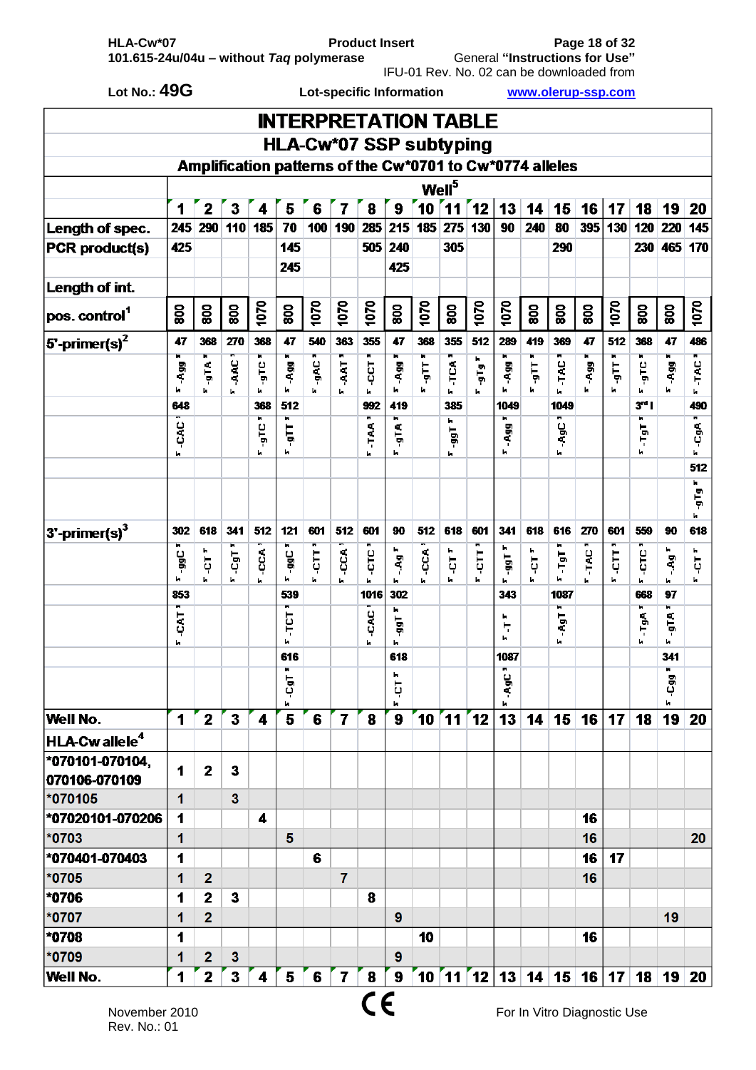Lot No.: **49G** Lot-specific Information www.olerup-ssp.com

# INTERPRETATION TABLE

## HLA-Cw*07 SSP subtyping

### Amplification patterns of the Cw*0701 to Cw*0774 alleles

| | Well[5] | | | | | | | | | | | | | | | | | | | |
|---|---|---|---|---|---|---|---|---|---|---|---|---|---|---|---|---|---|---|---|---|
| | 1 | 2 | 3 | 4 | 5 | 6 | 7 | 8 | 9 | 10 | 11 | 12 | 13 | 14 | 15 | 16 | 17 | 18 | 19 | 20 |
| Length of spec. | 245 | 290 | 110 | 185 | 70 | 100 | 190 | 285 | 215 | 185 | 275 | 130 | 90 | 240 | 80 | 395 | 130 | 120 | 220 | 145 |
| PCR product(s) | 425 | | | | 145 | | | 505 | 240 | | 305 | | | | 290 | | | 230 | 465 | 170 |
| | | | | | 245 | | | | 425 | | | | | | | | | | | |
| Length of int. | | | | | | | | | | | | | | | | | | | | |
| pos. control[1] | 800 | 800 | 800 | 1070 | 800 | 1070 | 1070 | 1070 | 800 | 1070 | 800 | 1070 | 1070 | 800 | 800 | 800 | 1070 | 800 | 800 | 1070 |
| 5'-primer(s)[2] | 47 | 368 | 270 | 368 | 47 | 540 | 363 | 355 | 47 | 368 | 355 | 512 | 289 | 419 | 369 | 47 | 512 | 368 | 47 | 486 |
| | 5'-Agg-3' | 5'-gTA-3' | 5'-AAC-3' | 5'-gTC-3' | 5'-Agg-3' | 5'-gAC-3' | 5'-AAT-3' | 5'-CCT-3' | 5'-Agg-3' | 5'-gTT-3' | 5'-TCA-3' | 5'-gTg-3' | 5'-Agg-3' | 5'-gTT-3' | 5'-TAC-3' | 5'-Agg-3' | 5'-gTT-3' | 5'-gTC-3' | 5'-Agg-3' | 5'-TAC-3' |
| | 648 | | | 368 | 512 | | | 992 | 419 | | 385 | | 1049 | | 1049 | | | 3rd I | | 490 |
| | 5'-CAC-3' | | | 5'-gTC-3' | 5'-gTT-3' | | | 5'-TAA-3' | 5'-gTA-3' | | 5'-ggT-3' | | 5'-Agg-3' | | 5'-AgC-3' | | | 5'-TgT-3' | | 5'-CgA-3' |
| | | | | | | | | | | | | | | | | | | | | 512 |
| | | | | | | | | | | | | | | | | | | | | 5'-gTg-3' |
| 3'-primer(s)[3] | 302 | 618 | 341 | 512 | 121 | 601 | 512 | 601 | 90 | 512 | 618 | 601 | 341 | 618 | 616 | 270 | 601 | 559 | 90 | 618 |
| | 5'-ggC-3' | 5'-CT-3' | 5'-CgT-3' | 5'-CCA-3' | 5'-ggC-3' | 5'-CTT-3' | 5'-CCA-3' | 5'-CTC-3' | 5'-Ag-3' | 5'-CCA-3' | 5'-CT-3' | 5'-CTT-3' | 5'-ggT-3' | 5'-CT-3' | 5'-TgT-3' | 5'-TAC-3' | 5'-CTT-3' | 5'-CTC-3' | 5'-Ag-3' | 5'-CT-3' |
| | 853 | | | | 539 | | | 1016 | 302 | | | | 343 | | 1087 | | | 668 | 97 | |
| | 5'-CAT-3' | | | | 5'-TCT-3' | | | 5'-CAC-3' | 5'-ggT-3' | | | | 5'-T-3' | | 5'-AgT-3' | | | 5'-TgA-3' | 5'-gTA-3' | |
| | | | | | 616 | | | | 618 | | | | 1087 | | | | | | 341 | |
| | | | | | 5'-CgT-3' | | | | 5'-CT-3' | | | | 5'-AgC-3' | | | | | | 5'-Cgg-3' | |
| Well No. | 1 | 2 | 3 | 4 | 5 | 6 | 7 | 8 | 9 | 10 | 11 | 12 | 13 | 14 | 15 | 16 | 17 | 18 | 19 | 20 |
| HLA-Cw allele[4] | | | | | | | | | | | | | | | | | | | | |
| *070101-070104, 070106-070109 | 1 | 2 | 3 | | | | | | | | | | | | | | | | | |
| *070105 | 1 | | 3 | | | | | | | | | | | | | | | | | |
| *07020101-070206 | 1 | | | 4 | | | | | | | | | | | | 16 | | | | |
| *0703 | 1 | | | | 5 | | | | | | | | | | | 16 | | | | 20 |
| *070401-070403 | 1 | | | | | 6 | | | | | | | | | | 16 | 17 | | | |
| *0705 | 1 | 2 | | | | | 7 | | | | | | | | | 16 | | | | |
| *0706 | 1 | 2 | 3 | | | | | 8 | | | | | | | | | | | | |
| *0707 | 1 | 2 | | | | | | | 9 | | | | | | | | | | 19 | |
| *0708 | 1 | | | | | | | | | 10 | | | | | | 16 | | | | |
| *0709 | 1 | 2 | 3 | | | | | | 9 | | | | | | | | | | | |
| Well No. | 1 | 2 | 3 | 4 | 5 | 6 | 7 | 8 | 9 | 10 | 11 | 12 | 13 | 14 | 15 | 16 | 17 | 18 | 19 | 20 |

November 2010
Rev. No.: 01

CE

For In Vitro Diagnostic Use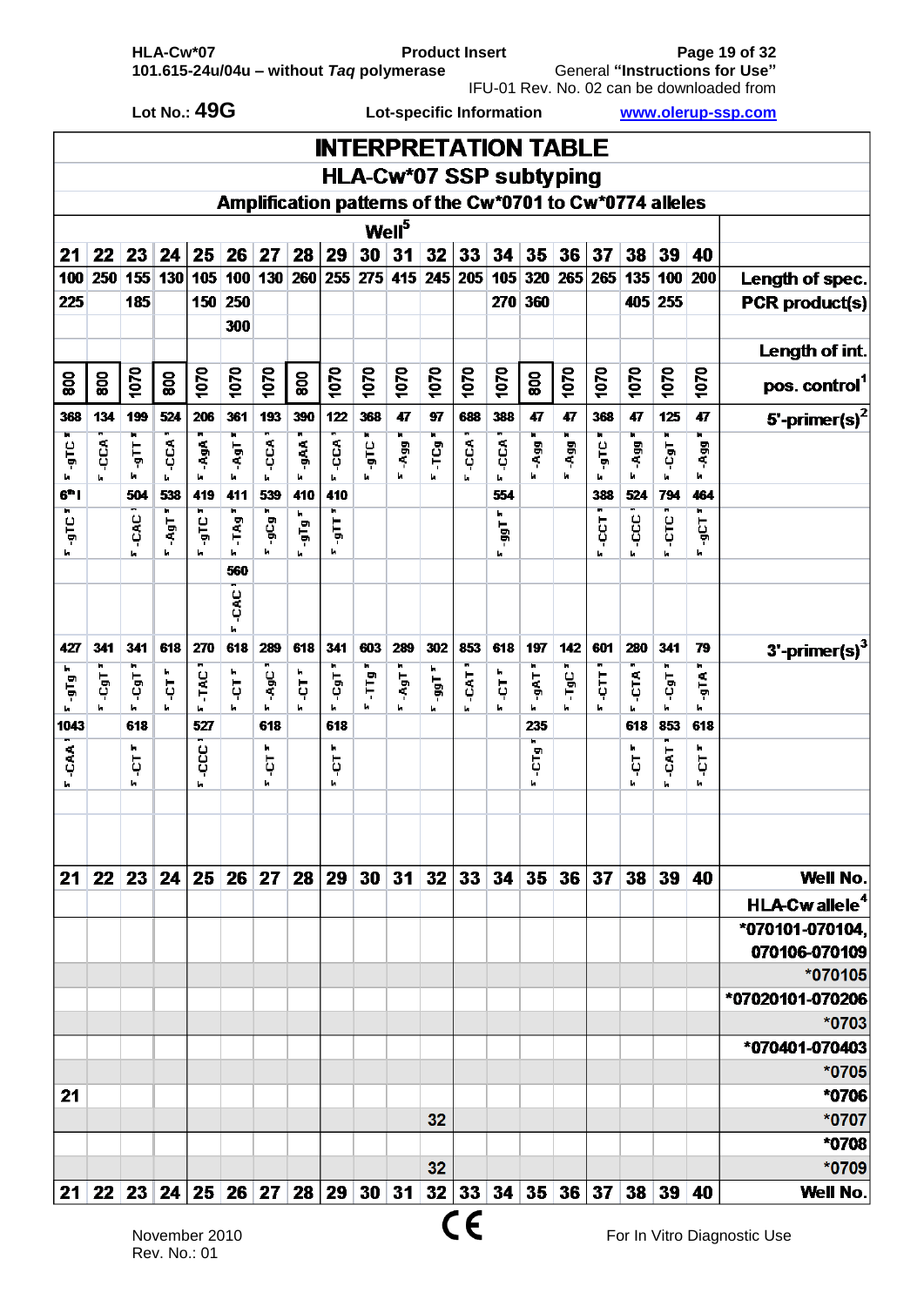Lot No.: **49G**

Lot-specific Information

www.olerup-ssp.com

# INTERPRETATION TABLE

## HLA-Cw*07 SSP subtyping

### Amplification patterns of the Cw*0701 to Cw*0774 alleles

| Well[5] | 21 | 22 | 23 | 24 | 25 | 26 | 27 | 28 | 29 | 30 | 31 | 32 | 33 | 34 | 35 | 36 | 37 | 38 | 39 | 40 |
|---|---|---|---|---|---|---|---|---|---|---|---|---|---|---|---|---|---|---|---|---|
| Length of spec. PCR product(s) | 100 | 250 | 155 | 130 | 105 | 100 | 130 | 260 | 255 | 275 | 415 | 245 | 205 | 105 | 320 | 265 | 265 | 135 | 100 | 200 |
| | 225 | | 185 | | 150 | 250 | | | | | | | | 270 | 360 | | | 405 | 255 | |
| | | | | | | 300 | | | | | | | | | | | | | | |
| Length of int. pos. control[1] | 800 | 800 | 1070 | 800 | 1070 | 1070 | 1070 | 800 | 1070 | 1070 | 1070 | 1070 | 1070 | 1070 | 800 | 1070 | 1070 | 1070 | 1070 | 1070 |
| 5'-primer(s)[2] | 368 | 134 | 199 | 524 | 206 | 361 | 193 | 390 | 122 | 368 | 47 | 97 | 688 | 388 | 47 | 47 | 368 | 47 | 125 | 47 |
| | 5'-gTC-3' | 5'-CCA-3' | 5'-gTT-3' | 5'-CCA-3' | 5'-AgA-3' | 5'-AgT-3' | 5'-CCA-3' | 5'-gAA-3' | 5'-CCA-3' | 5'-gTC-3' | 5'-Agg-3' | 5'-TCg-3' | 5'-CCA-3' | 5'-CCA-3' | 5'-Agg-3' | 5'-Agg-3' | 5'-gTC-3' | 5'-Agg-3' | 5'-CgT-3' | 5'-Agg-3' |
| | 6th I | | 504 | 538 | 419 | 411 | 539 | 410 | 410 | | | | | 554 | | | 388 | 524 | 794 | 464 |
| | 5'-gTC-3' | | 5'-CAC-3' | 5'-AgT-3' | 5'-gTC-3' | 5'-TAg-3' | 5'-gCg-3' | 5'-gTg-3' | 5'-gTT-3' | | | | | 5'-ggT-3' | | | 5'-CCT-3' | 5'-CCC-3' | 5'-CTC-3' | 5'-gCT-3' |
| | | | | | | 560 | | | | | | | | | | | | | | |
| | | | | | | 5'-CAC-3' | | | | | | | | | | | | | | |
| 3'-primer(s)[3] | 427 | 341 | 341 | 618 | 270 | 618 | 289 | 618 | 341 | 603 | 289 | 302 | 853 | 618 | 197 | 142 | 601 | 280 | 341 | 79 |
| | 5'-gTg-3' | 5'-CgT-3' | 5'-CgT-3' | 5'-CT-3' | 5'-TAC-3' | 5'-CT-3' | 5'-AgC-3' | 5'-CT-3' | 5'-CgT-3' | 5'-TTg-3' | 5'-AgT-3' | 5'-ggT-3' | 5'-CAT-3' | 5'-CT-3' | 5'-gAT-3' | 5'-TgC-3' | 5'-CTT-3' | 5'-CTA-3' | 5'-CgT-3' | 5'-gTA-3' |
| | 1043 | | 618 | | 527 | | 618 | | 618 | | | | | | 235 | | | 618 | 853 | 618 |
| | 5'-CAA-3' | | 5'-CT-3' | | 5'-CCC-3' | | 5'-CT-3' | | 5'-CT-3' | | | | | | 5'-CTg-3' | | | 5'-CT-3' | 5'-CAT-3' | 5'-CT-3' |
| **HLA-Cw allele[4]** \ **Well No.** | 21 | 22 | 23 | 24 | 25 | 26 | 27 | 28 | 29 | 30 | 31 | 32 | 33 | 34 | 35 | 36 | 37 | 38 | 39 | 40 |
| *070101-070104, 070106-070109 | | | | | | | | | | | | | | | | | | | | |
| *070105 | | | | | | | | | | | | | | | | | | | | |
| *07020101-070206 | | | | | | | | | | | | | | | | | | | | |
| *0703 | | | | | | | | | | | | | | | | | | | | |
| *070401-070403 | | | | | | | | | | | | | | | | | | | | |
| *0705 | | | | | | | | | | | | | | | | | | | | |
| *0706 | 21 | | | | | | | | | | | | | | | | | | | |
| *0707 | | | | | | | | | | | | 32 | | | | | | | | |
| *0708 | | | | | | | | | | | | | | | | | | | | |
| *0709 | | | | | | | | | | | | 32 | | | | | | | | |
| **Well No.** | 21 | 22 | 23 | 24 | 25 | 26 | 27 | 28 | 29 | 30 | 31 | 32 | 33 | 34 | 35 | 36 | 37 | 38 | 39 | 40 |

November 2010
Rev. No.: 01

For In Vitro Diagnostic Use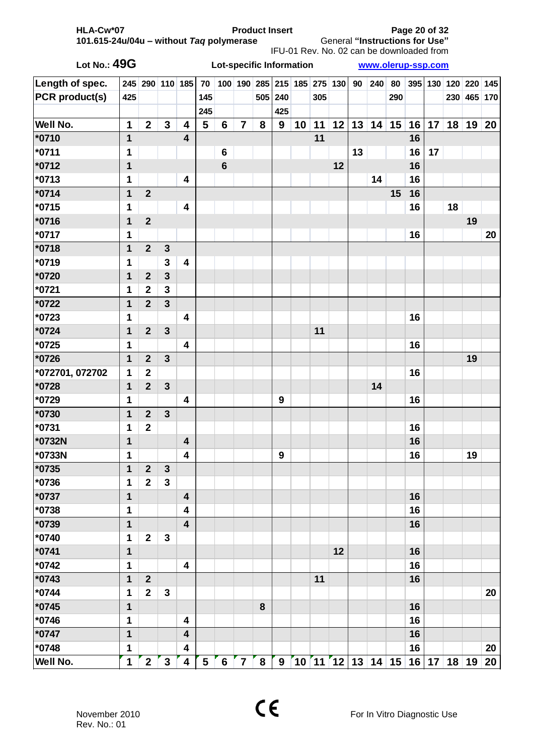HLA-Cw*07
101.615-24u/04u – without *Taq* polymerase

**Product Insert**

General **"Instructions for Use"**
IFU-01 Rev. No. 02 can be downloaded from
www.olerup-ssp.com

Lot No.: **49G**

**Lot-specific Information**

| Length of spec. | 245 | 290 | 110 | 185 | 70 | 100 | 190 | 285 | 215 | 185 | 275 | 130 | 90 | 240 | 80 | 395 | 130 | 120 | 220 | 145 |
|---|---|---|---|---|---|---|---|---|---|---|---|---|---|---|---|---|---|---|---|---|
| PCR product(s) | 425 | | | | 145 | | | 505 | 240 | | 305 | | | | 290 | | | 230 | 465 | 170 |
| | | | | | 245 | | | | 425 | | | | | | | | | | | |
| **Well No.** | **1** | **2** | **3** | **4** | **5** | **6** | **7** | **8** | **9** | **10** | **11** | **12** | **13** | **14** | **15** | **16** | **17** | **18** | **19** | **20** |
| *0710 | 1 | | | 4 | | | | | | | 11 | | | | | 16 | | | | |
| *0711 | 1 | | | | | 6 | | | | | | | 13 | | | 16 | 17 | | | |
| *0712 | 1 | | | | | 6 | | | | | | 12 | | | | 16 | | | | |
| *0713 | 1 | | | 4 | | | | | | | | | | 14 | | 16 | | | | |
| *0714 | 1 | 2 | | | | | | | | | | | | | 15 | 16 | | | | |
| *0715 | 1 | | | 4 | | | | | | | | | | | | 16 | | 18 | | |
| *0716 | 1 | 2 | | | | | | | | | | | | | | | | | 19 | |
| *0717 | 1 | | | | | | | | | | | | | | | 16 | | | | 20 |
| *0718 | 1 | 2 | 3 | | | | | | | | | | | | | | | | | |
| *0719 | 1 | | 3 | 4 | | | | | | | | | | | | | | | | |
| *0720 | 1 | 2 | 3 | | | | | | | | | | | | | | | | | |
| *0721 | 1 | 2 | 3 | | | | | | | | | | | | | | | | | |
| *0722 | 1 | 2 | 3 | | | | | | | | | | | | | | | | | |
| *0723 | 1 | | | 4 | | | | | | | | | | | | 16 | | | | |
| *0724 | 1 | 2 | 3 | | | | | | | | 11 | | | | | | | | | |
| *0725 | 1 | | | 4 | | | | | | | | | | | | 16 | | | | |
| *0726 | 1 | 2 | 3 | | | | | | | | | | | | | | | | 19 | |
| *072701, 072702 | 1 | 2 | | | | | | | | | | | | | | 16 | | | | |
| *0728 | 1 | 2 | 3 | | | | | | | | | | | 14 | | | | | | |
| *0729 | 1 | | | 4 | | | | | 9 | | | | | | | 16 | | | | |
| *0730 | 1 | 2 | 3 | | | | | | | | | | | | | | | | | |
| *0731 | 1 | 2 | | | | | | | | | | | | | | 16 | | | | |
| *0732N | 1 | | | 4 | | | | | | | | | | | | 16 | | | | |
| *0733N | 1 | | | 4 | | | | | 9 | | | | | | | 16 | | | 19 | |
| *0735 | 1 | 2 | 3 | | | | | | | | | | | | | | | | | |
| *0736 | 1 | 2 | 3 | | | | | | | | | | | | | | | | | |
| *0737 | 1 | | | 4 | | | | | | | | | | | | 16 | | | | |
| *0738 | 1 | | | 4 | | | | | | | | | | | | 16 | | | | |
| *0739 | 1 | | | 4 | | | | | | | | | | | | 16 | | | | |
| *0740 | 1 | 2 | 3 | | | | | | | | | | | | | | | | | |
| *0741 | 1 | | | | | | | | | | | 12 | | | | 16 | | | | |
| *0742 | 1 | | | 4 | | | | | | | | | | | | 16 | | | | |
| *0743 | 1 | 2 | | | | | | | | | 11 | | | | | 16 | | | | |
| *0744 | 1 | 2 | 3 | | | | | | | | | | | | | | | | | 20 |
| *0745 | 1 | | | | | | | 8 | | | | | | | | 16 | | | | |
| *0746 | 1 | | | 4 | | | | | | | | | | | | 16 | | | | |
| *0747 | 1 | | | 4 | | | | | | | | | | | | 16 | | | | |
| *0748 | 1 | | | 4 | | | | | | | | | | | | 16 | | | | 20 |
| **Well No.** | **1** | **2** | **3** | **4** | **5** | **6** | **7** | **8** | **9** | **10** | **11** | **12** | **13** | **14** | **15** | **16** | **17** | **18** | **19** | **20** |

November 2010
Rev. No.: 01

CE

For In Vitro Diagnostic Use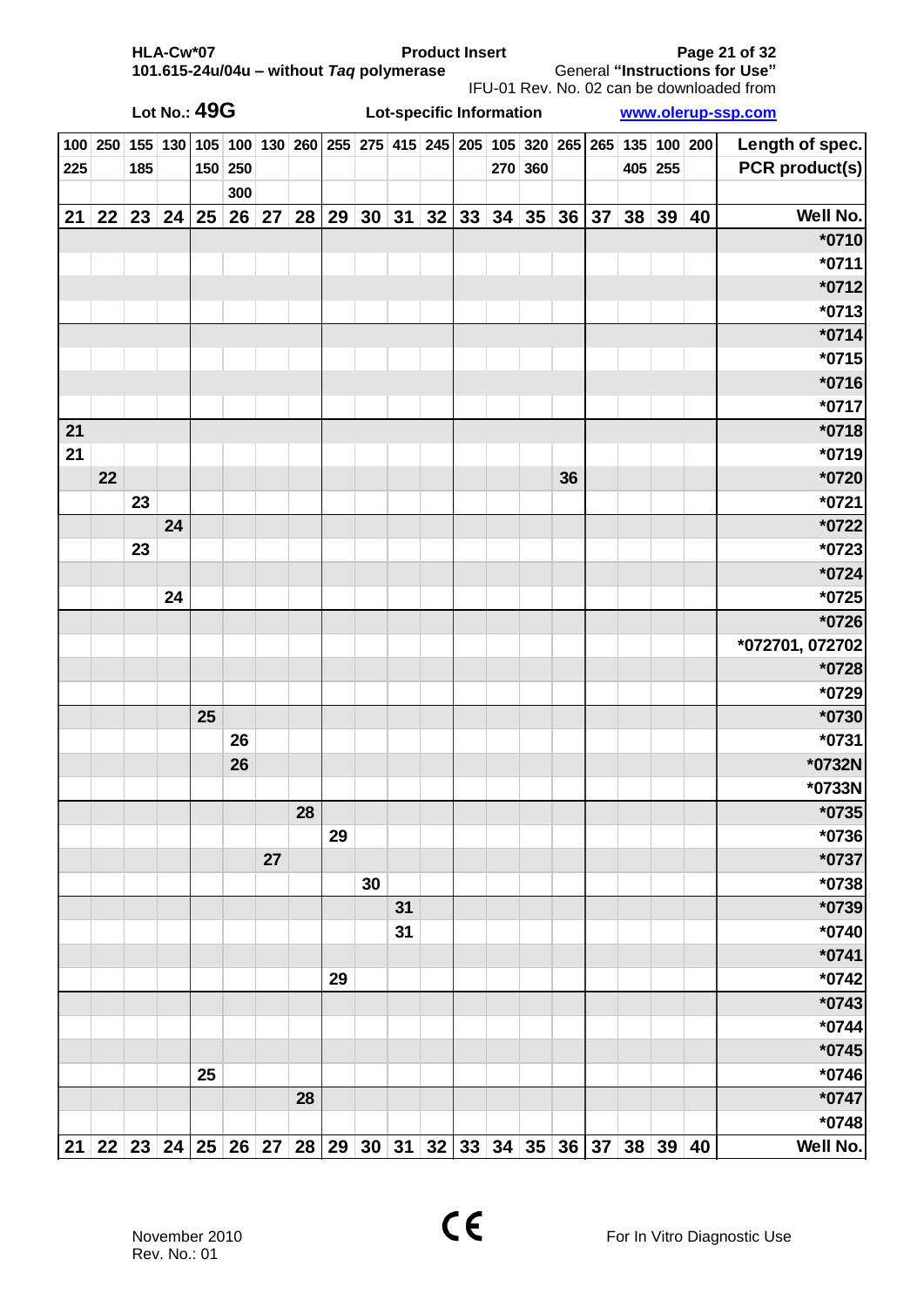HLA-Cw*07
101.615-24u/04u – without *Taq* polymerase

**Product Insert**

General **"Instructions for Use"**
IFU-01 Rev. No. 02 can be downloaded from
www.olerup-ssp.com

Lot No.: **49G**

**Lot-specific Information**

| 100<br>225 | 250 | 155<br>185 | 130 | 105<br>150 | 100<br>250<br>300 | 130 | 260 | 255 | 275 | 415 | 245 | 205 | 105<br>270 | 320<br>360 | 265 | 265 | 135<br>405 | 100<br>255 | 200 | Length of spec. PCR product(s) |
|---|---|---|---|---|---|---|---|---|---|---|---|---|---|---|---|---|---|---|---|---|
| **21** | **22** | **23** | **24** | **25** | **26** | **27** | **28** | **29** | **30** | **31** | **32** | **33** | **34** | **35** | **36** | **37** | **38** | **39** | **40** | **Well No.** |
| | | | | | | | | | | | | | | | | | | | | *0710 |
| | | | | | | | | | | | | | | | | | | | | *0711 |
| | | | | | | | | | | | | | | | | | | | | *0712 |
| | | | | | | | | | | | | | | | | | | | | *0713 |
| | | | | | | | | | | | | | | | | | | | | *0714 |
| | | | | | | | | | | | | | | | | | | | | *0715 |
| | | | | | | | | | | | | | | | | | | | | *0716 |
| | | | | | | | | | | | | | | | | | | | | *0717 |
| 21 | | | | | | | | | | | | | | | | | | | | *0718 |
| 21 | | | | | | | | | | | | | | | | | | | | *0719 |
| | 22 | | | | | | | | | | | | | | 36 | | | | | *0720 |
| | | 23 | | | | | | | | | | | | | | | | | | *0721 |
| | | | 24 | | | | | | | | | | | | | | | | | *0722 |
| | | 23 | | | | | | | | | | | | | | | | | | *0723 |
| | | | | | | | | | | | | | | | | | | | | *0724 |
| | | | 24 | | | | | | | | | | | | | | | | | *0725 |
| | | | | | | | | | | | | | | | | | | | | *0726 |
| | | | | | | | | | | | | | | | | | | | | *072701, 072702 |
| | | | | | | | | | | | | | | | | | | | | *0728 |
| | | | | | | | | | | | | | | | | | | | | *0729 |
| | | | | 25 | | | | | | | | | | | | | | | | *0730 |
| | | | | | 26 | | | | | | | | | | | | | | | *0731 |
| | | | | | 26 | | | | | | | | | | | | | | | *0732N |
| | | | | | | | | | | | | | | | | | | | | *0733N |
| | | | | | | | 28 | | | | | | | | | | | | | *0735 |
| | | | | | | | | 29 | | | | | | | | | | | | *0736 |
| | | | | | | 27 | | | | | | | | | | | | | | *0737 |
| | | | | | | | | | 30 | | | | | | | | | | | *0738 |
| | | | | | | | | | | 31 | | | | | | | | | | *0739 |
| | | | | | | | | | | 31 | | | | | | | | | | *0740 |
| | | | | | | | | | | | | | | | | | | | | *0741 |
| | | | | | | | | 29 | | | | | | | | | | | | *0742 |
| | | | | | | | | | | | | | | | | | | | | *0743 |
| | | | | | | | | | | | | | | | | | | | | *0744 |
| | | | | | | | | | | | | | | | | | | | | *0745 |
| | | | | 25 | | | | | | | | | | | | | | | | *0746 |
| | | | | | | | 28 | | | | | | | | | | | | | *0747 |
| | | | | | | | | | | | | | | | | | | | | *0748 |
| **21** | **22** | **23** | **24** | **25** | **26** | **27** | **28** | **29** | **30** | **31** | **32** | **33** | **34** | **35** | **36** | **37** | **38** | **39** | **40** | **Well No.** |

November 2010
Rev. No.: 01

CE

For In Vitro Diagnostic Use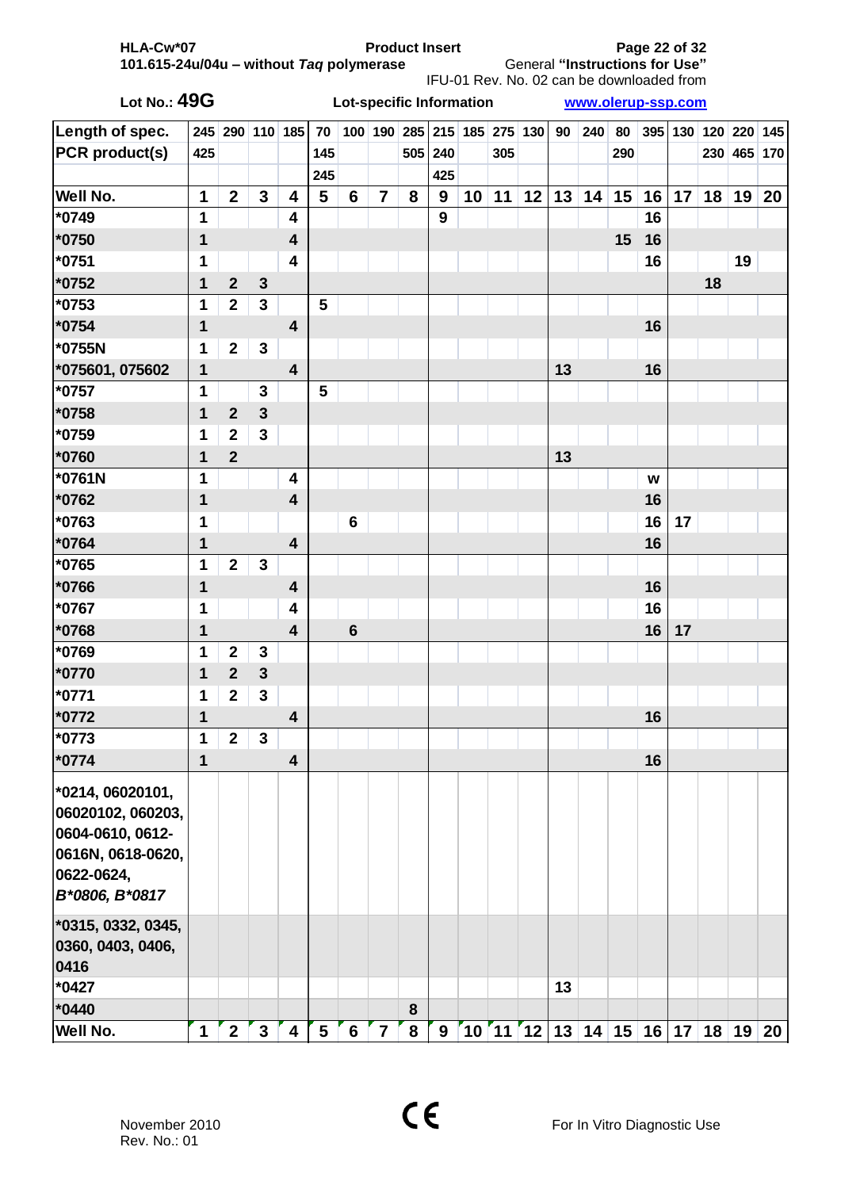Lot No.: **49G** **Lot-specific Information** www.olerup-ssp.com

| Length of spec. | 245 | 290 | 110 | 185 | 70 | 100 | 190 | 285 | 215 | 185 | 275 | 130 | 90 | 240 | 80 | 395 | 130 | 120 | 220 | 145 |
|---|---|---|---|---|---|---|---|---|---|---|---|---|---|---|---|---|---|---|---|---|
| PCR product(s) | 425 | | | | 145 | | | 505 | 240 | | 305 | | | | 290 | | | 230 | 465 | 170 |
| | | | | | 245 | | | | 425 | | | | | | | | | | | |
| **Well No.** | **1** | **2** | **3** | **4** | **5** | **6** | **7** | **8** | **9** | **10** | **11** | **12** | **13** | **14** | **15** | **16** | **17** | **18** | **19** | **20** |
| *0749 | 1 | | | 4 | | | | | 9 | | | | | | | 16 | | | | |
| *0750 | 1 | | | 4 | | | | | | | | | | | 15 | 16 | | | | |
| *0751 | 1 | | | 4 | | | | | | | | | | | | 16 | | | 19 | |
| *0752 | 1 | 2 | 3 | | | | | | | | | | | | | | | 18 | | |
| *0753 | 1 | 2 | 3 | | 5 | | | | | | | | | | | | | | | |
| *0754 | 1 | | | 4 | | | | | | | | | | | | 16 | | | | |
| *0755N | 1 | 2 | 3 | | | | | | | | | | | | | | | | | |
| *075601, 075602 | 1 | | | 4 | | | | | | | | | 13 | | | 16 | | | | |
| *0757 | 1 | | 3 | | 5 | | | | | | | | | | | | | | | |
| *0758 | 1 | 2 | 3 | | | | | | | | | | | | | | | | | |
| *0759 | 1 | 2 | 3 | | | | | | | | | | | | | | | | | |
| *0760 | 1 | 2 | | | | | | | | | | | 13 | | | | | | | |
| *0761N | 1 | | | 4 | | | | | | | | | | | | w | | | | |
| *0762 | 1 | | | 4 | | | | | | | | | | | | 16 | | | | |
| *0763 | 1 | | | | | 6 | | | | | | | | | | 16 | 17 | | | |
| *0764 | 1 | | | 4 | | | | | | | | | | | | 16 | | | | |
| *0765 | 1 | 2 | 3 | | | | | | | | | | | | | | | | | |
| *0766 | 1 | | | 4 | | | | | | | | | | | | 16 | | | | |
| *0767 | 1 | | | 4 | | | | | | | | | | | | 16 | | | | |
| *0768 | 1 | | | 4 | | 6 | | | | | | | | | | 16 | 17 | | | |
| *0769 | 1 | 2 | 3 | | | | | | | | | | | | | | | | | |
| *0770 | 1 | 2 | 3 | | | | | | | | | | | | | | | | | |
| *0771 | 1 | 2 | 3 | | | | | | | | | | | | | | | | | |
| *0772 | 1 | | | 4 | | | | | | | | | | | | 16 | | | | |
| *0773 | 1 | 2 | 3 | | | | | | | | | | | | | | | | | |
| *0774 | 1 | | | 4 | | | | | | | | | | | | 16 | | | | |
| *0214, 06020101, 06020102, 060203, 0604-0610, 0612-0616N, 0618-0620, 0622-0624, *B*0806, B*0817* | | | | | | | | | | | | | | | | | | | | |
| *0315, 0332, 0345, 0360, 0403, 0406, 0416 | | | | | | | | | | | | | | | | | | | | |
| *0427 | | | | | | | | | | | | | 13 | | | | | | | |
| *0440 | | | | | | | | 8 | | | | | | | | | | | | |
| **Well No.** | **1** | **2** | **3** | **4** | **5** | **6** | **7** | **8** | **9** | **10** | **11** | **12** | **13** | **14** | **15** | **16** | **17** | **18** | **19** | **20** |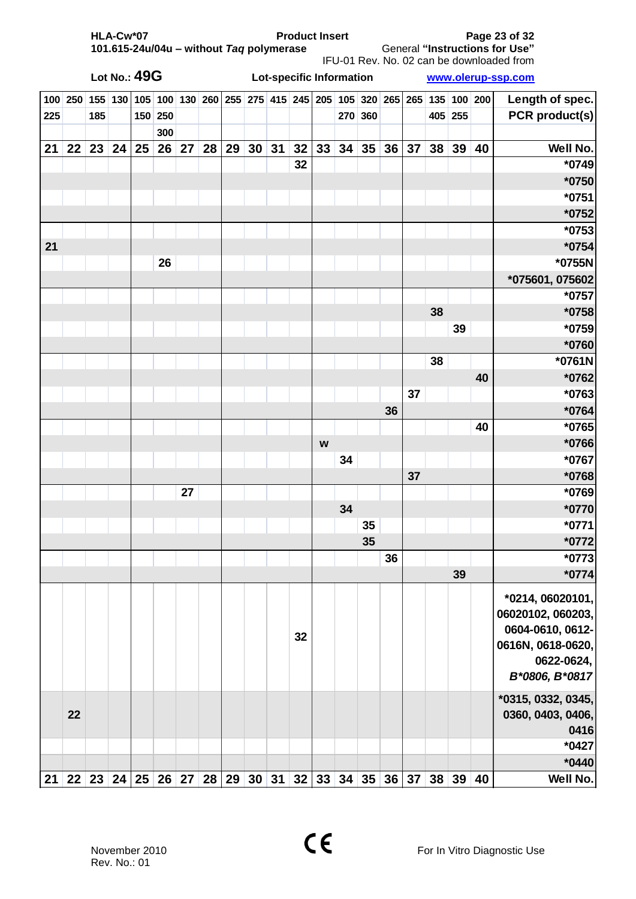Lot No.: **49G**

**Lot-specific Information**

| 100<br>225 | 250 | 155<br>185 | 130 | 105<br>150 | 100<br>250<br>300 | 130 | 260 | 255 | 275 | 415 | 245 | 205 | 105<br>270 | 320<br>360 | 265 | 265 | 135<br>405 | 100<br>255 | 200 | Length of spec. PCR product(s) |
|---|---|---|---|---|---|---|---|---|---|---|---|---|---|---|---|---|---|---|---|---|
| **21** | **22** | **23** | **24** | **25** | **26** | **27** | **28** | **29** | **30** | **31** | **32** | **33** | **34** | **35** | **36** | **37** | **38** | **39** | **40** | **Well No.** |
| | | | | | | | | | | | 32 | | | | | | | | | *0749 |
| | | | | | | | | | | | | | | | | | | | | *0750 |
| | | | | | | | | | | | | | | | | | | | | *0751 |
| | | | | | | | | | | | | | | | | | | | | *0752 |
| | | | | | | | | | | | | | | | | | | | | *0753 |
| 21 | | | | | | | | | | | | | | | | | | | | *0754 |
| | | | | | 26 | | | | | | | | | | | | | | | *0755N |
| | | | | | | | | | | | | | | | | | | | | *075601, 075602 |
| | | | | | | | | | | | | | | | | | | | | *0757 |
| | | | | | | | | | | | | | | | | | 38 | | | *0758 |
| | | | | | | | | | | | | | | | | | | 39 | | *0759 |
| | | | | | | | | | | | | | | | | | | | | *0760 |
| | | | | | | | | | | | | | | | | | 38 | | | *0761N |
| | | | | | | | | | | | | | | | | | | | 40 | *0762 |
| | | | | | | | | | | | | | | | | 37 | | | | *0763 |
| | | | | | | | | | | | | | | | 36 | | | | | *0764 |
| | | | | | | | | | | | | | | | | | | | 40 | *0765 |
| | | | | | | | | | | | | w | | | | | | | | *0766 |
| | | | | | | | | | | | | | 34 | | | | | | | *0767 |
| | | | | | | | | | | | | | | | | 37 | | | | *0768 |
| | | | | | | 27 | | | | | | | | | | | | | | *0769 |
| | | | | | | | | | | | | | 34 | | | | | | | *0770 |
| | | | | | | | | | | | | | | 35 | | | | | | *0771 |
| | | | | | | | | | | | | | | 35 | | | | | | *0772 |
| | | | | | | | | | | | | | | | 36 | | | | | *0773 |
| | | | | | | | | | | | | | | | | | | 39 | | *0774 |
| | | | | | | | | | | | 32 | | | | | | | | | *0214, 06020101, 06020102, 060203, 0604-0610, 0612-0616N, 0618-0620, 0622-0624, *B*0806, B*0817* |
| | 22 | | | | | | | | | | | | | | | | | | | *0315, 0332, 0345, 0360, 0403, 0406, 0416 |
| | | | | | | | | | | | | | | | | | | | | *0427 |
| | | | | | | | | | | | | | | | | | | | | *0440 |
| **21** | **22** | **23** | **24** | **25** | **26** | **27** | **28** | **29** | **30** | **31** | **32** | **33** | **34** | **35** | **36** | **37** | **38** | **39** | **40** | **Well No.** |

November 2010
Rev. No.: 01

For In Vitro Diagnostic Use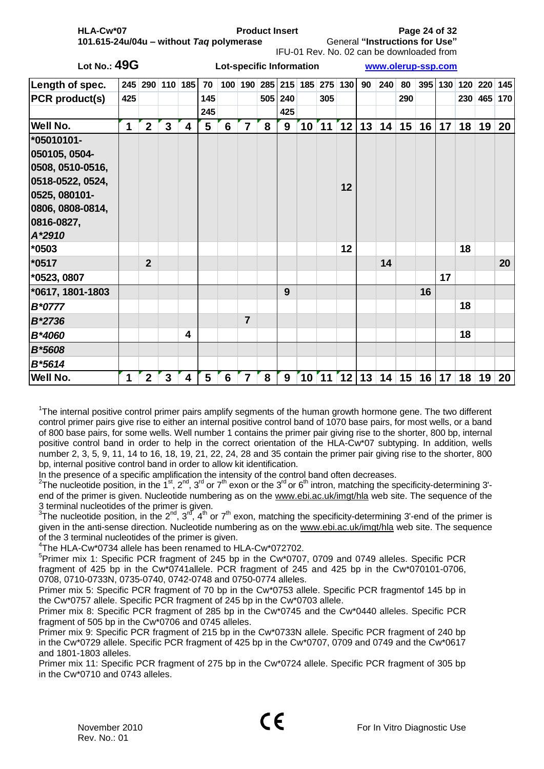HLA-Cw*07 **Product Insert**
101.615-24u/04u – without *Taq* polymerase General **"Instructions for Use"**
IFU-01 Rev. No. 02 can be downloaded from **www.olerup-ssp.com**

**Lot No.: 49G** **Lot-specific Information**

| Length of spec. | 245 | 290 | 110 | 185 | 70 | 100 | 190 | 285 | 215 | 185 | 275 | 130 | 90 | 240 | 80 | 395 | 130 | 120 | 220 | 145 |
|---|---|---|---|---|---|---|---|---|---|---|---|---|---|---|---|---|---|---|---|---|
| PCR product(s) | 425 | | | | 145 | | | 505 | 240 | | 305 | | | | 290 | | | 230 | 465 | 170 |
| | | | | | 245 | | | | 425 | | | | | | | | | | | |
| **Well No.** | **1** | **2** | **3** | **4** | **5** | **6** | **7** | **8** | **9** | **10** | **11** | **12** | **13** | **14** | **15** | **16** | **17** | **18** | **19** | **20** |
| *05010101-050105, 0504-0508, 0510-0516, 0518-0522, 0524, 0525, 080101-0806, 0808-0814, 0816-0827, *A*2910* | | | | | | | | | | | | 12 | | | | | | | | |
| *0503 | | | | | | | | | | | | 12 | | | | | | 18 | | |
| *0517 | | 2 | | | | | | | | | | | | 14 | | | | | | 20 |
| *0523, 0807 | | | | | | | | | | | | | | | | | 17 | | | |
| *0617, 1801-1803 | | | | | | | | | 9 | | | | | | | 16 | | | | |
| *B*0777* | | | | | | | | | | | | | | | | | | 18 | | |
| *B*2736* | | | | | | | 7 | | | | | | | | | | | | | |
| *B*4060* | | | | 4 | | | | | | | | | | | | | | 18 | | |
| *B*5608* | | | | | | | | | | | | | | | | | | | | |
| *B*5614* | | | | | | | | | | | | | | | | | | | | |
| **Well No.** | **1** | **2** | **3** | **4** | **5** | **6** | **7** | **8** | **9** | **10** | **11** | **12** | **13** | **14** | **15** | **16** | **17** | **18** | **19** | **20** |

[1]The internal positive control primer pairs amplify segments of the human growth hormone gene. The two different control primer pairs give rise to either an internal positive control band of 1070 base pairs, for most wells, or a band of 800 base pairs, for some wells. Well number 1 contains the primer pair giving rise to the shorter, 800 bp, internal positive control band in order to help in the correct orientation of the HLA-Cw*07 subtyping. In addition, wells number 2, 3, 5, 9, 11, 14 to 16, 18, 19, 21, 22, 24, 28 and 35 contain the primer pair giving rise to the shorter, 800 bp, internal positive control band in order to allow kit identification.
In the presence of a specific amplification the intensity of the control band often decreases.
[2]The nucleotide position, in the 1st, 2nd, 3rd or 7th exon or the 3rd or 6th intron, matching the specificity-determining 3'-end of the primer is given. Nucleotide numbering as on the www.ebi.ac.uk/imgt/hla web site. The sequence of the 3 terminal nucleotides of the primer is given.
[3]The nucleotide position, in the 2nd, 3rd, 4th or 7th exon, matching the specificity-determining 3'-end of the primer is given in the anti-sense direction. Nucleotide numbering as on the www.ebi.ac.uk/imgt/hla web site. The sequence of the 3 terminal nucleotides of the primer is given.
[4]The HLA-Cw*0734 allele has been renamed to HLA-Cw*072702.
[5]Primer mix 1: Specific PCR fragment of 245 bp in the Cw*0707, 0709 and 0749 alleles. Specific PCR fragment of 425 bp in the Cw*0741allele. PCR fragment of 245 and 425 bp in the Cw*070101-0706, 0708, 0710-0733N, 0735-0740, 0742-0748 and 0750-0774 alleles.
Primer mix 5: Specific PCR fragment of 70 bp in the Cw*0753 allele. Specific PCR fragmentof 145 bp in the Cw*0757 allele. Specific PCR fragment of 245 bp in the Cw*0703 allele.
Primer mix 8: Specific PCR fragment of 285 bp in the Cw*0745 and the Cw*0440 alleles. Specific PCR fragment of 505 bp in the Cw*0706 and 0745 alleles.
Primer mix 9: Specific PCR fragment of 215 bp in the Cw*0733N allele. Specific PCR fragment of 240 bp in the Cw*0729 allele. Specific PCR fragment of 425 bp in the Cw*0707, 0709 and 0749 and the Cw*0617 and 1801-1803 alleles.
Primer mix 11: Specific PCR fragment of 275 bp in the Cw*0724 allele. Specific PCR fragment of 305 bp in the Cw*0710 and 0743 alleles.

November 2010
Rev. No.: 01

For In Vitro Diagnostic Use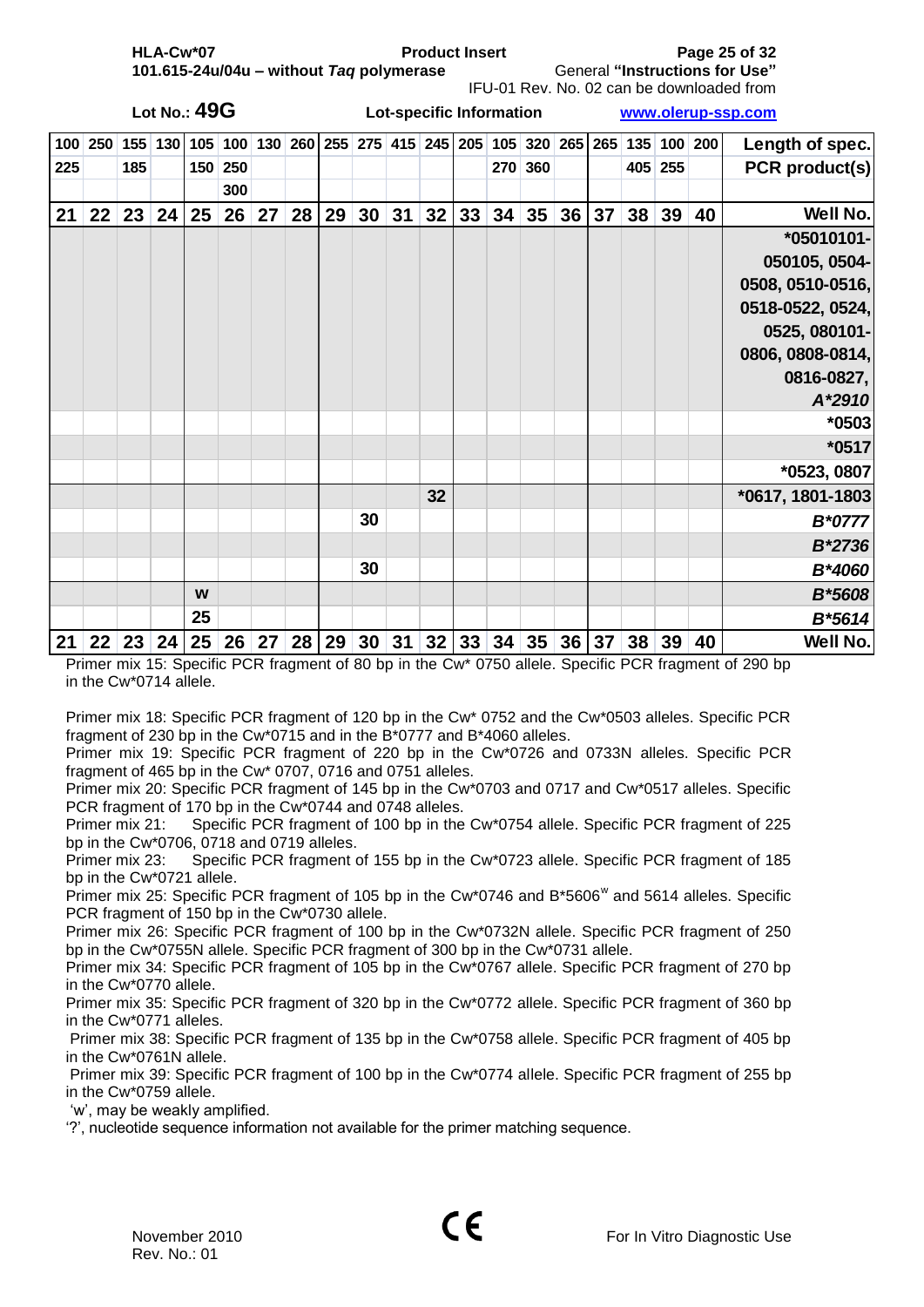Lot No.: **49G**　　　**Lot-specific Information**

| 21 | 22 | 23 | 24 | 25 | 26 | 27 | 28 | 29 | 30 | 31 | 32 | 33 | 34 | 35 | 36 | 37 | 38 | 39 | 40 | Well No. |
|---|---|---|---|---|---|---|---|---|---|---|---|---|---|---|---|---|---|---|---|---|
| 100 225 | 250 | 155 185 | 130 | 105 150 | 100 250 300 | 130 | 260 | 255 | 275 | 415 | 245 | 205 | 105 270 | 320 360 | 265 | 265 | 135 405 | 100 255 | 200 | Length of spec. PCR product(s) |
| | | | | | | | | | | | | | | | | | | | | *05010101-050105, 0504-0508, 0510-0516, 0518-0522, 0524, 0525, 080101-0806, 0808-0814, 0816-0827, *A*2910* |
| | | | | | | | | | | | | | | | | | | | | *0503 |
| | | | | | | | | | | | | | | | | | | | | *0517 |
| | | | | | | | | | | | | | | | | | | | | *0523, 0807 |
| | | | | | | | | | | | 32 | | | | | | | | | *0617, 1801-1803 |
| | | | | | | | | | 30 | | | | | | | | | | | *B*0777* |
| | | | | | | | | | | | | | | | | | | | | *B*2736* |
| | | | | | | | | | 30 | | | | | | | | | | | *B*4060* |
| | | | | w | | | | | | | | | | | | | | | | *B*5608* |
| | | | | 25 | | | | | | | | | | | | | | | | *B*5614* |
| 21 | 22 | 23 | 24 | 25 | 26 | 27 | 28 | 29 | 30 | 31 | 32 | 33 | 34 | 35 | 36 | 37 | 38 | 39 | 40 | Well No. |

Primer mix 15: Specific PCR fragment of 80 bp in the Cw* 0750 allele. Specific PCR fragment of 290 bp in the Cw*0714 allele.

Primer mix 18: Specific PCR fragment of 120 bp in the Cw* 0752 and the Cw*0503 alleles. Specific PCR fragment of 230 bp in the Cw*0715 and in the B*0777 and B*4060 alleles.
Primer mix 19: Specific PCR fragment of 220 bp in the Cw*0726 and 0733N alleles. Specific PCR fragment of 465 bp in the Cw* 0707, 0716 and 0751 alleles.
Primer mix 20: Specific PCR fragment of 145 bp in the Cw*0703 and 0717 and Cw*0517 alleles. Specific PCR fragment of 170 bp in the Cw*0744 and 0748 alleles.
Primer mix 21: Specific PCR fragment of 100 bp in the Cw*0754 allele. Specific PCR fragment of 225 bp in the Cw*0706, 0718 and 0719 alleles.
Primer mix 23: Specific PCR fragment of 155 bp in the Cw*0723 allele. Specific PCR fragment of 185 bp in the Cw*0721 allele.
Primer mix 25: Specific PCR fragment of 105 bp in the Cw*0746 and B*5606[w] and 5614 alleles. Specific PCR fragment of 150 bp in the Cw*0730 allele.
Primer mix 26: Specific PCR fragment of 100 bp in the Cw*0732N allele. Specific PCR fragment of 250 bp in the Cw*0755N allele. Specific PCR fragment of 300 bp in the Cw*0731 allele.
Primer mix 34: Specific PCR fragment of 105 bp in the Cw*0767 allele. Specific PCR fragment of 270 bp in the Cw*0770 allele.
Primer mix 35: Specific PCR fragment of 320 bp in the Cw*0772 allele. Specific PCR fragment of 360 bp in the Cw*0771 alleles.
Primer mix 38: Specific PCR fragment of 135 bp in the Cw*0758 allele. Specific PCR fragment of 405 bp in the Cw*0761N allele.
Primer mix 39: Specific PCR fragment of 100 bp in the Cw*0774 allele. Specific PCR fragment of 255 bp in the Cw*0759 allele.
'w', may be weakly amplified.
'?', nucleotide sequence information not available for the primer matching sequence.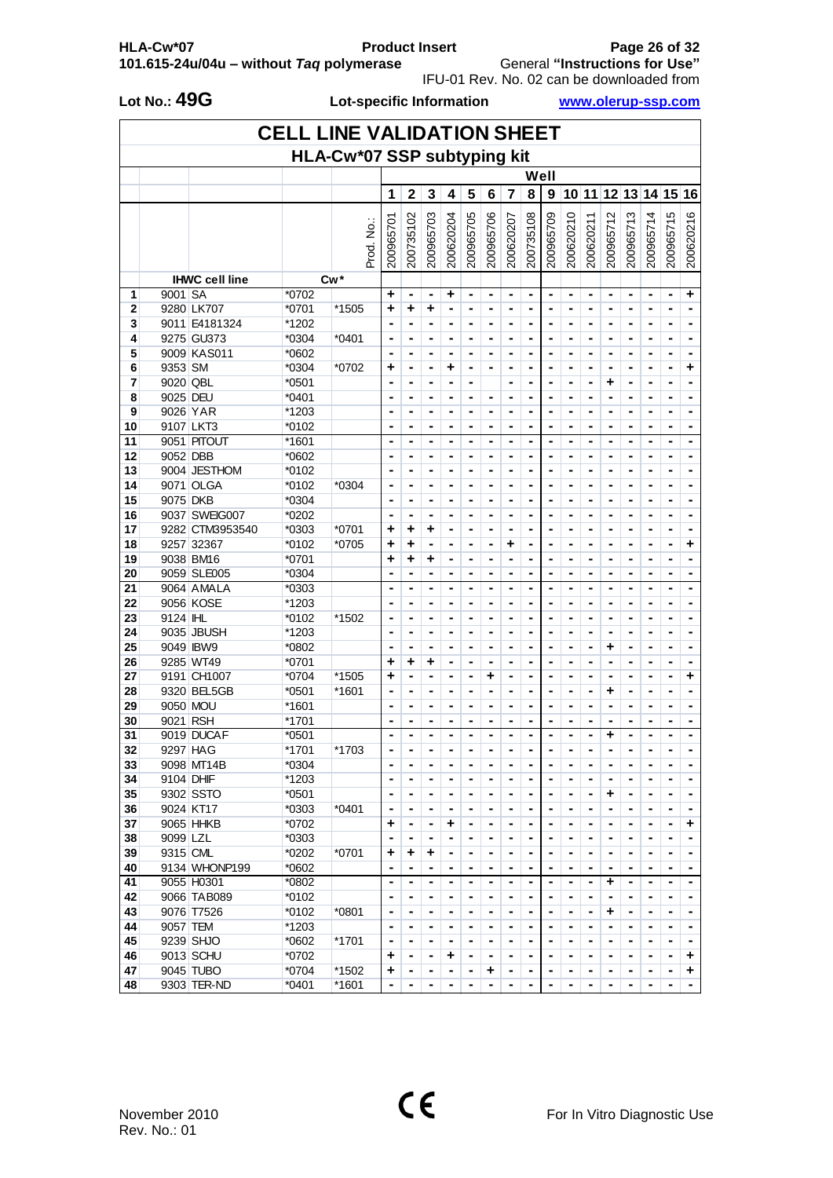Lot No.: **49G** | **Lot-specific Information** | www.olerup-ssp.com

# CELL LINE VALIDATION SHEET

## HLA-Cw*07 SSP subtyping kit

| | IHWC cell line | | Cw* | | 1 | 2 | 3 | 4 | 5 | 6 | 7 | 8 | 9 | 10 | 11 | 12 | 13 | 14 | 15 | 16 |
|---|---|---|---|---|---|---|---|---|---|---|---|---|---|---|---|---|---|---|---|---|
| | | | | Prod. No.: | 200965701 | 200735102 | 200965703 | 200620204 | 200965705 | 200965706 | 200620207 | 200735108 | 200965709 | 200620210 | 200620211 | 200965712 | 200965713 | 200965714 | 200965715 | 200620216 |
| 1 | 9001 | SA | *0702 | | + | - | - | + | - | - | - | - | - | - | - | - | - | - | - | + |
| 2 | 9280 | LK707 | *0701 | *1505 | + | + | + | - | - | - | - | - | - | - | - | - | - | - | - | - |
| 3 | 9011 | E4181324 | *1202 | | - | - | - | - | - | - | - | - | - | - | - | - | - | - | - | - |
| 4 | 9275 | GU373 | *0304 | *0401 | - | - | - | - | - | - | - | - | - | - | - | - | - | - | - | - |
| 5 | 9009 | KAS011 | *0602 | | - | - | - | - | - | - | - | - | - | - | - | - | - | - | - | - |
| 6 | 9353 | SM | *0304 | *0702 | + | - | - | + | - | - | - | - | - | - | - | - | - | - | - | + |
| 7 | 9020 | QBL | *0501 | | - | - | - | - | - | | - | - | - | - | - | + | - | - | - | - |
| 8 | 9025 | DEU | *0401 | | - | - | - | - | - | - | - | - | - | - | - | - | - | - | - | - |
| 9 | 9026 | YAR | *1203 | | - | - | - | - | - | - | - | - | - | - | - | - | - | - | - | - |
| 10 | 9107 | LKT3 | *0102 | | - | - | - | - | - | - | - | - | - | - | - | - | - | - | - | - |
| 11 | 9051 | PITOUT | *1601 | | - | - | - | - | - | - | - | - | - | - | - | - | - | - | - | - |
| 12 | 9052 | DBB | *0602 | | - | - | - | - | - | - | - | - | - | - | - | - | - | - | - | - |
| 13 | 9004 | JESTHOM | *0102 | | - | - | - | - | - | - | - | - | - | - | - | - | - | - | - | - |
| 14 | 9071 | OLGA | *0102 | *0304 | - | - | - | - | - | - | - | - | - | - | - | - | - | - | - | - |
| 15 | 9075 | DKB | *0304 | | - | - | - | - | - | - | - | - | - | - | - | - | - | - | - | - |
| 16 | 9037 | SWEIG007 | *0202 | | - | - | - | - | - | - | - | - | - | - | - | - | - | - | - | - |
| 17 | 9282 | CTM3953540 | *0303 | *0701 | + | + | + | - | - | - | - | - | - | - | - | - | - | - | - | - |
| 18 | 9257 | 32367 | *0102 | *0705 | + | + | - | - | - | - | + | - | - | - | - | - | - | - | - | + |
| 19 | 9038 | BM16 | *0701 | | + | + | + | - | - | - | - | - | - | - | - | - | - | - | - | - |
| 20 | 9059 | SLE005 | *0304 | | - | - | - | - | - | - | - | - | - | - | - | - | - | - | - | - |
| 21 | 9064 | AMALA | *0303 | | - | - | - | - | - | - | - | - | - | - | - | - | - | - | - | - |
| 22 | 9056 | KOSE | *1203 | | - | - | - | - | - | - | - | - | - | - | - | - | - | - | - | - |
| 23 | 9124 | IHL | *0102 | *1502 | - | - | - | - | - | - | - | - | - | - | - | - | - | - | - | - |
| 24 | 9035 | JBUSH | *1203 | | - | - | - | - | - | - | - | - | - | - | - | - | - | - | - | - |
| 25 | 9049 | IBW9 | *0802 | | - | - | - | - | - | - | - | - | - | - | - | + | - | - | - | - |
| 26 | 9285 | WT49 | *0701 | | + | + | + | - | - | - | - | - | - | - | - | - | - | - | - | - |
| 27 | 9191 | CH1007 | *0704 | *1505 | + | - | - | - | - | + | - | - | - | - | - | - | - | - | - | + |
| 28 | 9320 | BEL5GB | *0501 | *1601 | - | - | - | - | - | - | - | - | - | - | - | + | - | - | - | - |
| 29 | 9050 | MOU | *1601 | | - | - | - | - | - | - | - | - | - | - | - | - | - | - | - | - |
| 30 | 9021 | RSH | *1701 | | - | - | - | - | - | - | - | - | - | - | - | - | - | - | - | - |
| 31 | 9019 | DUCAF | *0501 | | - | - | - | - | - | - | - | - | - | - | - | + | - | - | - | - |
| 32 | 9297 | HAG | *1701 | *1703 | - | - | - | - | - | - | - | - | - | - | - | - | - | - | - | - |
| 33 | 9098 | MT14B | *0304 | | - | - | - | - | - | - | - | - | - | - | - | - | - | - | - | - |
| 34 | 9104 | DHIF | *1203 | | - | - | - | - | - | - | - | - | - | - | - | - | - | - | - | - |
| 35 | 9302 | SSTO | *0501 | | - | - | - | - | - | - | - | - | - | - | - | + | - | - | - | - |
| 36 | 9024 | KT17 | *0303 | *0401 | - | - | - | - | - | - | - | - | - | - | - | - | - | - | - | - |
| 37 | 9065 | HHKB | *0702 | | + | - | - | + | - | - | - | - | - | - | - | - | - | - | - | + |
| 38 | 9099 | LZL | *0303 | | - | - | - | - | - | - | - | - | - | - | - | - | - | - | - | - |
| 39 | 9315 | CML | *0202 | *0701 | + | + | + | - | - | - | - | - | - | - | - | - | - | - | - | - |
| 40 | 9134 | WHONP199 | *0602 | | - | - | - | - | - | - | - | - | - | - | - | - | - | - | - | - |
| 41 | 9055 | H0301 | *0802 | | - | - | - | - | - | - | - | - | - | - | - | + | - | - | - | - |
| 42 | 9066 | TAB089 | *0102 | | - | - | - | - | - | - | - | - | - | - | - | - | - | - | - | - |
| 43 | 9076 | T7526 | *0102 | *0801 | - | - | - | - | - | - | - | - | - | - | - | + | - | - | - | - |
| 44 | 9057 | TEM | *1203 | | - | - | - | - | - | - | - | - | - | - | - | - | - | - | - | - |
| 45 | 9239 | SHJO | *0602 | *1701 | - | - | - | - | - | - | - | - | - | - | - | - | - | - | - | - |
| 46 | 9013 | SCHU | *0702 | | + | - | - | + | - | - | - | - | - | - | - | - | - | - | - | + |
| 47 | 9045 | TUBO | *0704 | *1502 | + | - | - | - | - | + | - | - | - | - | - | - | - | - | - | + |
| 48 | 9303 | TER-ND | *0401 | *1601 | - | - | - | - | - | - | - | - | - | - | - | - | - | - | - | - |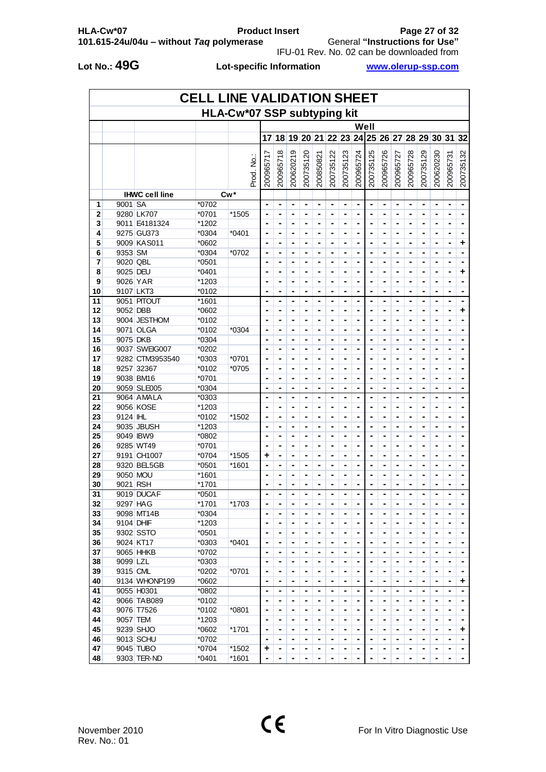Lot No.: **49G** **Lot-specific Information** www.olerup-ssp.com

# CELL LINE VALIDATION SHEET

## HLA-Cw*07 SSP subtyping kit

| | | | | | Well | | | | | | | | | | | | | | | |
|---|---|---|---|---|---|---|---|---|---|---|---|---|---|---|---|---|---|---|---|---|
| | | | | | 17 | 18 | 19 | 20 | 21 | 22 | 23 | 24 | 25 | 26 | 27 | 28 | 29 | 30 | 31 | 32 |
| | | | | Prod. No.: | 200965717 | 200965718 | 200620219 | 200735120 | 200850821 | 200735122 | 200735123 | 200965724 | 200735125 | 200965726 | 200965727 | 200965728 | 200735129 | 200620230 | 200965731 | 200735132 |
| | IHWC cell line | | Cw* | | | | | | | | | | | | | | | | | |
| 1 | 9001 | SA | *0702 | | - | - | - | - | - | - | - | - | - | - | - | - | - | - | - | - |
| 2 | 9280 | LK707 | *0701 | *1505 | - | - | - | - | - | - | - | - | - | - | - | - | - | - | - | - |
| 3 | 9011 | E4181324 | *1202 | | - | - | - | - | - | - | - | - | - | - | - | - | - | - | - | - |
| 4 | 9275 | GU373 | *0304 | *0401 | - | - | - | - | - | - | - | - | - | - | - | - | - | - | - | - |
| 5 | 9009 | KAS011 | *0602 | | - | - | - | - | - | - | - | - | - | - | - | - | - | - | - | + |
| 6 | 9353 | SM | *0304 | *0702 | - | - | - | - | - | - | - | - | - | - | - | - | - | - | - | - |
| 7 | 9020 | QBL | *0501 | | - | - | - | - | - | - | - | - | - | - | - | - | - | - | - | - |
| 8 | 9025 | DEU | *0401 | | - | - | - | - | - | - | - | - | - | - | - | - | - | - | - | + |
| 9 | 9026 | YAR | *1203 | | - | - | - | - | - | - | - | - | - | - | - | - | - | - | - | - |
| 10 | 9107 | LKT3 | *0102 | | - | - | - | - | - | - | - | - | - | - | - | - | - | - | - | - |
| 11 | 9051 | PITOUT | *1601 | | - | - | - | - | - | - | - | - | - | - | - | - | - | - | - | - |
| 12 | 9052 | DBB | *0602 | | - | - | - | - | - | - | - | - | - | - | - | - | - | - | - | + |
| 13 | 9004 | JESTHOM | *0102 | | - | - | - | - | - | - | - | - | - | - | - | - | - | - | - | - |
| 14 | 9071 | OLGA | *0102 | *0304 | - | - | - | - | - | - | - | - | - | - | - | - | - | - | - | - |
| 15 | 9075 | DKB | *0304 | | - | - | - | - | - | - | - | - | - | - | - | - | - | - | - | - |
| 16 | 9037 | SWEIG007 | *0202 | | - | - | - | - | - | - | - | - | - | - | - | - | - | - | - | - |
| 17 | 9282 | CTM3953540 | *0303 | *0701 | - | - | - | - | - | - | - | - | - | - | - | - | - | - | - | - |
| 18 | 9257 | 32367 | *0102 | *0705 | - | - | - | - | - | - | - | - | - | - | - | - | - | - | - | - |
| 19 | 9038 | BM16 | *0701 | | - | - | - | - | - | - | - | - | - | - | - | - | - | - | - | - |
| 20 | 9059 | SLE005 | *0304 | | - | - | - | - | - | - | - | - | - | - | - | - | - | - | - | - |
| 21 | 9064 | AMALA | *0303 | | - | - | - | - | - | - | - | - | - | - | - | - | - | - | - | - |
| 22 | 9056 | KOSE | *1203 | | - | - | - | - | - | - | - | - | - | - | - | - | - | - | - | - |
| 23 | 9124 | IHL | *0102 | *1502 | - | - | - | - | - | - | - | - | - | - | - | - | - | - | - | - |
| 24 | 9035 | JBUSH | *1203 | | - | - | - | - | - | - | - | - | - | - | - | - | - | - | - | - |
| 25 | 9049 | IBW9 | *0802 | | - | - | - | - | - | - | - | - | - | - | - | - | - | - | - | - |
| 26 | 9285 | WT49 | *0701 | | - | - | - | - | - | - | - | - | - | - | - | - | - | - | - | - |
| 27 | 9191 | CH1007 | *0704 | *1505 | + | - | - | - | - | - | - | - | - | - | - | - | - | - | - | - |
| 28 | 9320 | BEL5GB | *0501 | *1601 | - | - | - | - | - | - | - | - | - | - | - | - | - | - | - | - |
| 29 | 9050 | MOU | *1601 | | - | - | - | - | - | - | - | - | - | - | - | - | - | - | - | - |
| 30 | 9021 | RSH | *1701 | | - | - | - | - | - | - | - | - | - | - | - | - | - | - | - | - |
| 31 | 9019 | DUCAF | *0501 | | - | - | - | - | - | - | - | - | - | - | - | - | - | - | - | - |
| 32 | 9297 | HAG | *1701 | *1703 | - | - | - | - | - | - | - | - | - | - | - | - | - | - | - | - |
| 33 | 9098 | MT14B | *0304 | | - | - | - | - | - | - | - | - | - | - | - | - | - | - | - | - |
| 34 | 9104 | DHIF | *1203 | | - | - | - | - | - | - | - | - | - | - | - | - | - | - | - | - |
| 35 | 9302 | SSTO | *0501 | | - | - | - | - | - | - | - | - | - | - | - | - | - | - | - | - |
| 36 | 9024 | KT17 | *0303 | *0401 | - | - | - | - | - | - | - | - | - | - | - | - | - | - | - | - |
| 37 | 9065 | HHKB | *0702 | | - | - | - | - | - | - | - | - | - | - | - | - | - | - | - | - |
| 38 | 9099 | LZL | *0303 | | - | - | - | - | - | - | - | - | - | - | - | - | - | - | - | - |
| 39 | 9315 | CML | *0202 | *0701 | - | - | - | - | - | - | - | - | - | - | - | - | - | - | - | - |
| 40 | 9134 | WHONP199 | *0602 | | - | - | - | - | - | - | - | - | - | - | - | - | - | - | - | + |
| 41 | 9055 | H0301 | *0802 | | - | - | - | - | - | - | - | - | - | - | - | - | - | - | - | - |
| 42 | 9066 | TAB089 | *0102 | | - | - | - | - | - | - | - | - | - | - | - | - | - | - | - | - |
| 43 | 9076 | T7526 | *0102 | *0801 | - | - | - | - | - | - | - | - | - | - | - | - | - | - | - | - |
| 44 | 9057 | TEM | *1203 | | - | - | - | - | - | - | - | - | - | - | - | - | - | - | - | - |
| 45 | 9239 | SHJO | *0602 | *1701 | - | - | - | - | - | - | - | - | - | - | - | - | - | - | - | + |
| 46 | 9013 | SCHU | *0702 | | - | - | - | - | - | - | - | - | - | - | - | - | - | - | - | - |
| 47 | 9045 | TUBO | *0704 | *1502 | + | - | - | - | - | - | - | - | - | - | - | - | - | - | - | - |
| 48 | 9303 | TER-ND | *0401 | *1601 | - | - | - | - | - | - | - | - | - | - | - | - | - | - | - | - |

November 2010
Rev. No.: 01

For In Vitro Diagnostic Use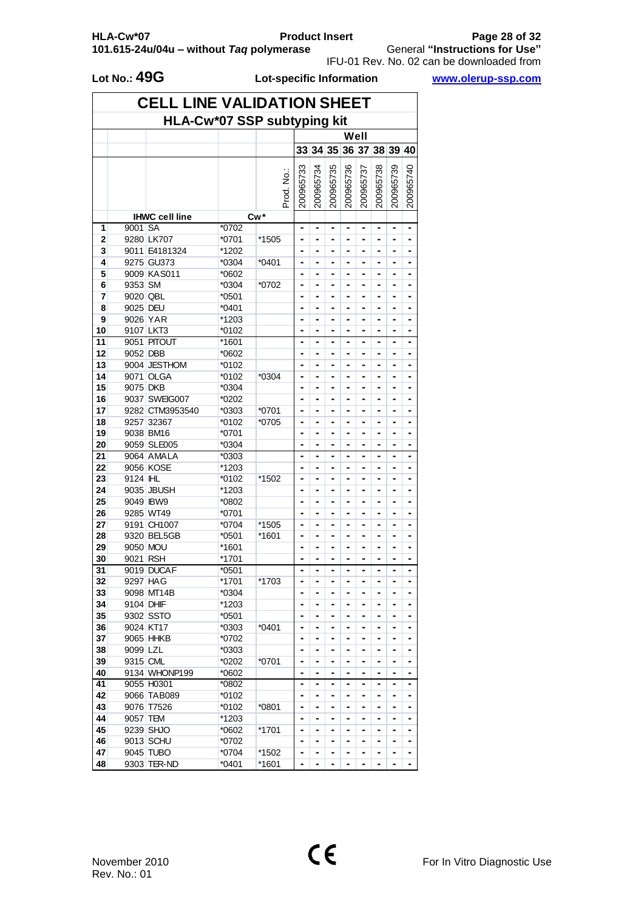Lot No.: **49G**

Lot-specific Information

HLA-Cw*07 101.615-24u/04u – without *Taq* polymerase

Product Insert

General **"Instructions for Use"** IFU-01 Rev. No. 02 can be downloaded from **www.olerup-ssp.com**

# CELL LINE VALIDATION SHEET

## HLA-Cw*07 SSP subtyping kit

| | IHWC cell line | | Cw* | | 33 | 34 | 35 | 36 | 37 | 38 | 39 | 40 |
|---|---|---|---|---|---|---|---|---|---|---|---|---|
| | | | | Prod. No.: | 200965733 | 200965734 | 200965735 | 200965736 | 200965737 | 200965738 | 200965739 | 200965740 |
| 1 | 9001 | SA | *0702 | | - | - | - | - | - | - | - | - |
| 2 | 9280 | LK707 | *0701 | *1505 | - | - | - | - | - | - | - | - |
| 3 | 9011 | E4181324 | *1202 | | - | - | - | - | - | - | - | - |
| 4 | 9275 | GU373 | *0304 | *0401 | - | - | - | - | - | - | - | - |
| 5 | 9009 | KAS011 | *0602 | | - | - | - | - | - | - | - | - |
| 6 | 9353 | SM | *0304 | *0702 | - | - | - | - | - | - | - | - |
| 7 | 9020 | QBL | *0501 | | - | - | - | - | - | - | - | - |
| 8 | 9025 | DEU | *0401 | | - | - | - | - | - | - | - | - |
| 9 | 9026 | YAR | *1203 | | - | - | - | - | - | - | - | - |
| 10 | 9107 | LKT3 | *0102 | | - | - | - | - | - | - | - | - |
| 11 | 9051 | PITOUT | *1601 | | - | - | - | - | - | - | - | - |
| 12 | 9052 | DBB | *0602 | | - | - | - | - | - | - | - | - |
| 13 | 9004 | JESTHOM | *0102 | | - | - | - | - | - | - | - | - |
| 14 | 9071 | OLGA | *0102 | *0304 | - | - | - | - | - | - | - | - |
| 15 | 9075 | DKB | *0304 | | - | - | - | - | - | - | - | - |
| 16 | 9037 | SWEIG007 | *0202 | | - | - | - | - | - | - | - | - |
| 17 | 9282 | CTM3953540 | *0303 | *0701 | - | - | - | - | - | - | - | - |
| 18 | 9257 | 32367 | *0102 | *0705 | - | - | - | - | - | - | - | - |
| 19 | 9038 | BM16 | *0701 | | - | - | - | - | - | - | - | - |
| 20 | 9059 | SLE005 | *0304 | | - | - | - | - | - | - | - | - |
| 21 | 9064 | AMALA | *0303 | | - | - | - | - | - | - | - | - |
| 22 | 9056 | KOSE | *1203 | | - | - | - | - | - | - | - | - |
| 23 | 9124 | IHL | *0102 | *1502 | - | - | - | - | - | - | - | - |
| 24 | 9035 | JBUSH | *1203 | | - | - | - | - | - | - | - | - |
| 25 | 9049 | IBW9 | *0802 | | - | - | - | - | - | - | - | - |
| 26 | 9285 | WT49 | *0701 | | - | - | - | - | - | - | - | - |
| 27 | 9191 | CH1007 | *0704 | *1505 | - | - | - | - | - | - | - | - |
| 28 | 9320 | BEL5GB | *0501 | *1601 | - | - | - | - | - | - | - | - |
| 29 | 9050 | MOU | *1601 | | - | - | - | - | - | - | - | - |
| 30 | 9021 | RSH | *1701 | | - | - | - | - | - | - | - | - |
| 31 | 9019 | DUCAF | *0501 | | - | - | - | - | - | - | - | - |
| 32 | 9297 | HAG | *1701 | *1703 | - | - | - | - | - | - | - | - |
| 33 | 9098 | MT14B | *0304 | | - | - | - | - | - | - | - | - |
| 34 | 9104 | DHIF | *1203 | | - | - | - | - | - | - | - | - |
| 35 | 9302 | SSTO | *0501 | | - | - | - | - | - | - | - | - |
| 36 | 9024 | KT17 | *0303 | *0401 | - | - | - | - | - | - | - | - |
| 37 | 9065 | HHKB | *0702 | | - | - | - | - | - | - | - | - |
| 38 | 9099 | LZL | *0303 | | - | - | - | - | - | - | - | - |
| 39 | 9315 | CML | *0202 | *0701 | - | - | - | - | - | - | - | - |
| 40 | 9134 | WHONP199 | *0602 | | - | - | - | - | - | - | - | - |
| 41 | 9055 | H0301 | *0802 | | - | - | - | - | - | - | - | - |
| 42 | 9066 | TAB089 | *0102 | | - | - | - | - | - | - | - | - |
| 43 | 9076 | T7526 | *0102 | *0801 | - | - | - | - | - | - | - | - |
| 44 | 9057 | TEM | *1203 | | - | - | - | - | - | - | - | - |
| 45 | 9239 | SHJO | *0602 | *1701 | - | - | - | - | - | - | - | - |
| 46 | 9013 | SCHU | *0702 | | - | - | - | - | - | - | - | - |
| 47 | 9045 | TUBO | *0704 | *1502 | - | - | - | - | - | - | - | - |
| 48 | 9303 | TER-ND | *0401 | *1601 | - | - | - | - | - | - | - | - |

November 2010
Rev. No.: 01

CE

For In Vitro Diagnostic Use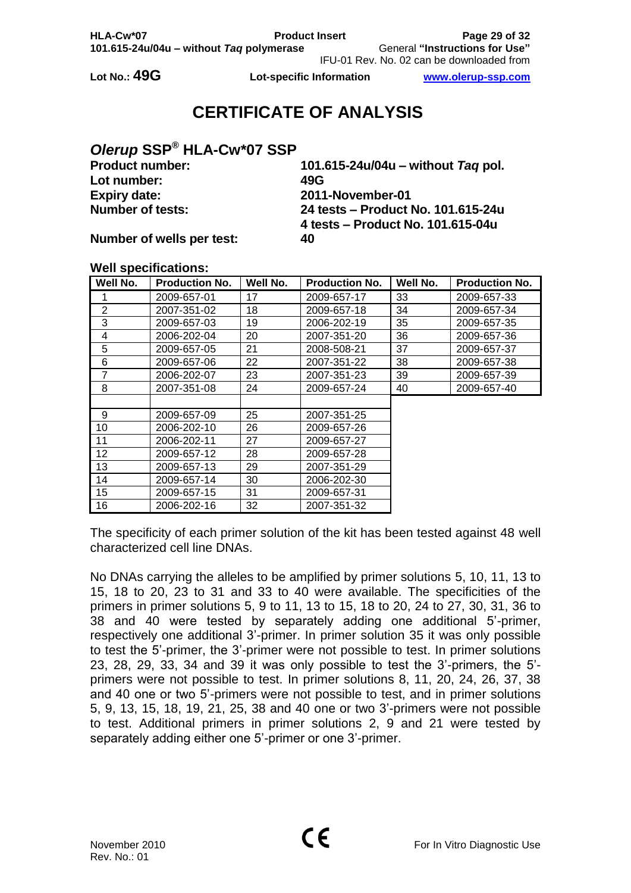Lot No.: **49G** **Lot-specific Information**

# CERTIFICATE OF ANALYSIS

## *Olerup* SSP® HLA-Cw*07 SSP

| | |
|---|---|
| **Product number:** | **101.615-24u/04u – without *Taq* pol.** |
| **Lot number:** | **49G** |
| **Expiry date:** | **2011-November-01** |
| **Number of tests:** | **24 tests – Product No. 101.615-24u** |
| | **4 tests – Product No. 101.615-04u** |
| **Number of wells per test:** | **40** |

**Well specifications:**

| Well No. | Production No. | Well No. | Production No. | Well No. | Production No. |
|---|---|---|---|---|---|
| 1 | 2009-657-01 | 17 | 2009-657-17 | 33 | 2009-657-33 |
| 2 | 2007-351-02 | 18 | 2009-657-18 | 34 | 2009-657-34 |
| 3 | 2009-657-03 | 19 | 2006-202-19 | 35 | 2009-657-35 |
| 4 | 2006-202-04 | 20 | 2007-351-20 | 36 | 2009-657-36 |
| 5 | 2009-657-05 | 21 | 2008-508-21 | 37 | 2009-657-37 |
| 6 | 2009-657-06 | 22 | 2007-351-22 | 38 | 2009-657-38 |
| 7 | 2006-202-07 | 23 | 2007-351-23 | 39 | 2009-657-39 |
| 8 | 2007-351-08 | 24 | 2009-657-24 | 40 | 2009-657-40 |
| | | | | | |
| 9 | 2009-657-09 | 25 | 2007-351-25 | | |
| 10 | 2006-202-10 | 26 | 2009-657-26 | | |
| 11 | 2006-202-11 | 27 | 2009-657-27 | | |
| 12 | 2009-657-12 | 28 | 2009-657-28 | | |
| 13 | 2009-657-13 | 29 | 2007-351-29 | | |
| 14 | 2009-657-14 | 30 | 2006-202-30 | | |
| 15 | 2009-657-15 | 31 | 2009-657-31 | | |
| 16 | 2006-202-16 | 32 | 2007-351-32 | | |

The specificity of each primer solution of the kit has been tested against 48 well characterized cell line DNAs.

No DNAs carrying the alleles to be amplified by primer solutions 5, 10, 11, 13 to 15, 18 to 20, 23 to 31 and 33 to 40 were available. The specificities of the primers in primer solutions 5, 9 to 11, 13 to 15, 18 to 20, 24 to 27, 30, 31, 36 to 38 and 40 were tested by separately adding one additional 5'-primer, respectively one additional 3'-primer. In primer solution 35 it was only possible to test the 5'-primer, the 3'-primer were not possible to test. In primer solutions 23, 28, 29, 33, 34 and 39 it was only possible to test the 3'-primers, the 5'-primers were not possible to test. In primer solutions 8, 11, 20, 24, 26, 37, 38 and 40 one or two 5'-primers were not possible to test, and in primer solutions 5, 9, 13, 15, 18, 19, 21, 25, 38 and 40 one or two 3'-primers were not possible to test. Additional primers in primer solutions 2, 9 and 21 were tested by separately adding either one 5'-primer or one 3'-primer.

November 2010
Rev. No.: 01

For In Vitro Diagnostic Use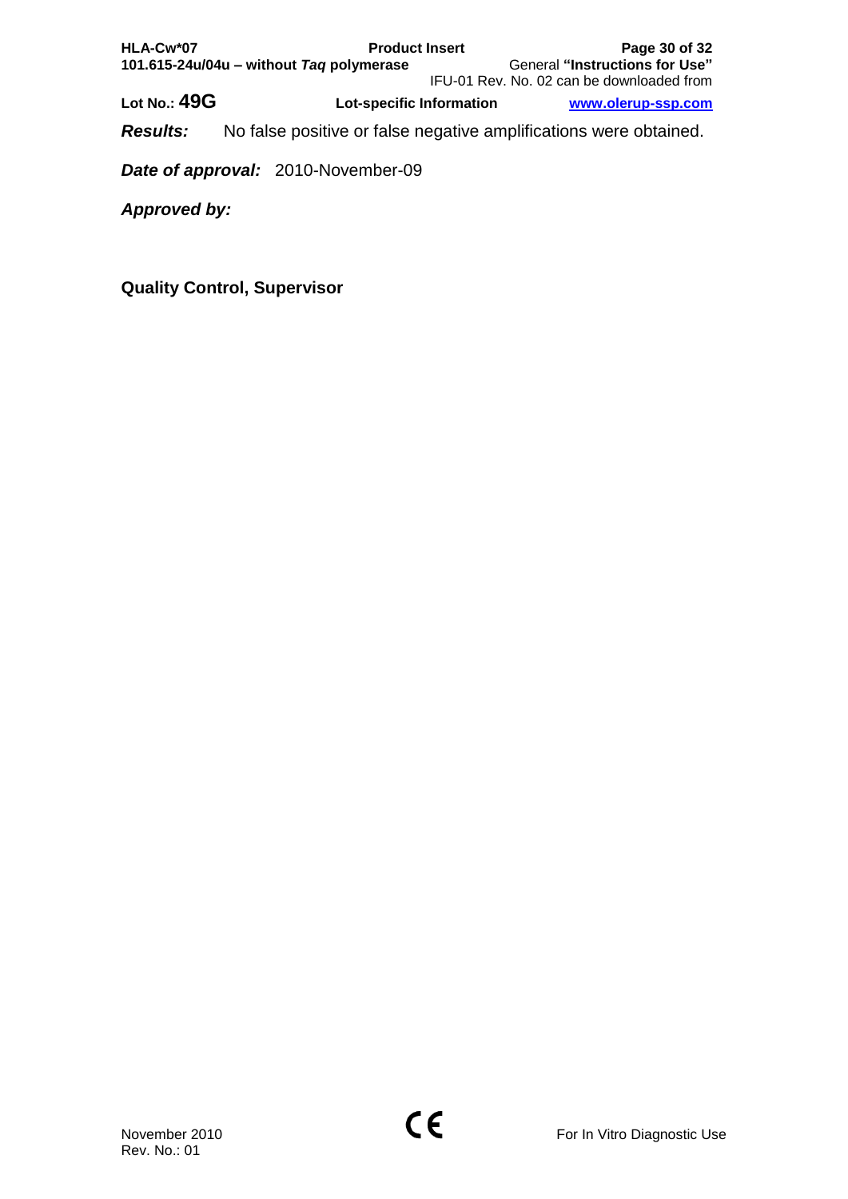***Results:*** No false positive or false negative amplifications were obtained.

***Date of approval:*** 2010-November-09

***Approved by:***

**Quality Control, Supervisor**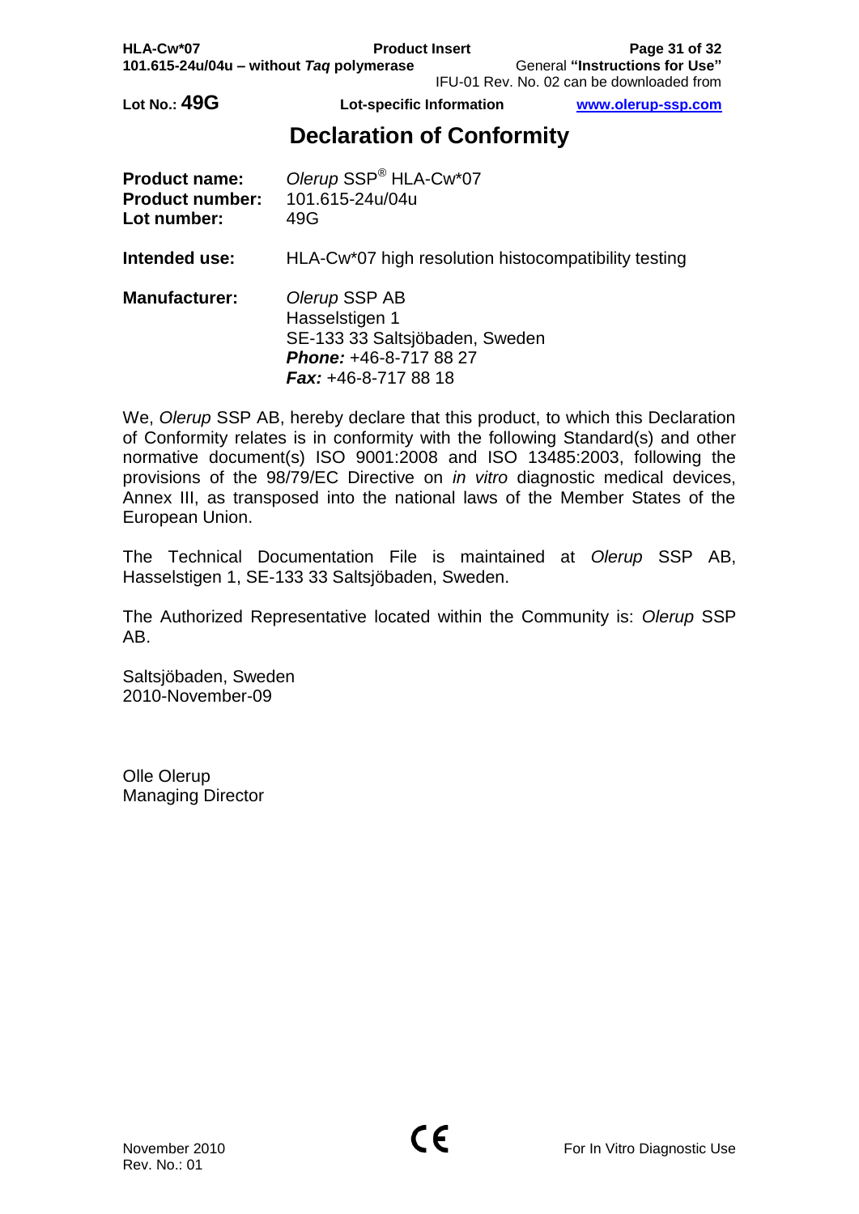# Declaration of Conformity

**Product name:** *Olerup* SSP® HLA-Cw*07
**Product number:** 101.615-24u/04u
**Lot number:** 49G

**Intended use:** HLA-Cw*07 high resolution histocompatibility testing

**Manufacturer:** *Olerup* SSP AB
Hasselstigen 1
SE-133 33 Saltsjöbaden, Sweden
***Phone:*** +46-8-717 88 27
***Fax:*** +46-8-717 88 18

We, *Olerup* SSP AB, hereby declare that this product, to which this Declaration of Conformity relates is in conformity with the following Standard(s) and other normative document(s) ISO 9001:2008 and ISO 13485:2003, following the provisions of the 98/79/EC Directive on *in vitro* diagnostic medical devices, Annex III, as transposed into the national laws of the Member States of the European Union.

The Technical Documentation File is maintained at *Olerup* SSP AB, Hasselstigen 1, SE-133 33 Saltsjöbaden, Sweden.

The Authorized Representative located within the Community is: *Olerup* SSP AB.

Saltsjöbaden, Sweden
2010-November-09

Olle Olerup
Managing Director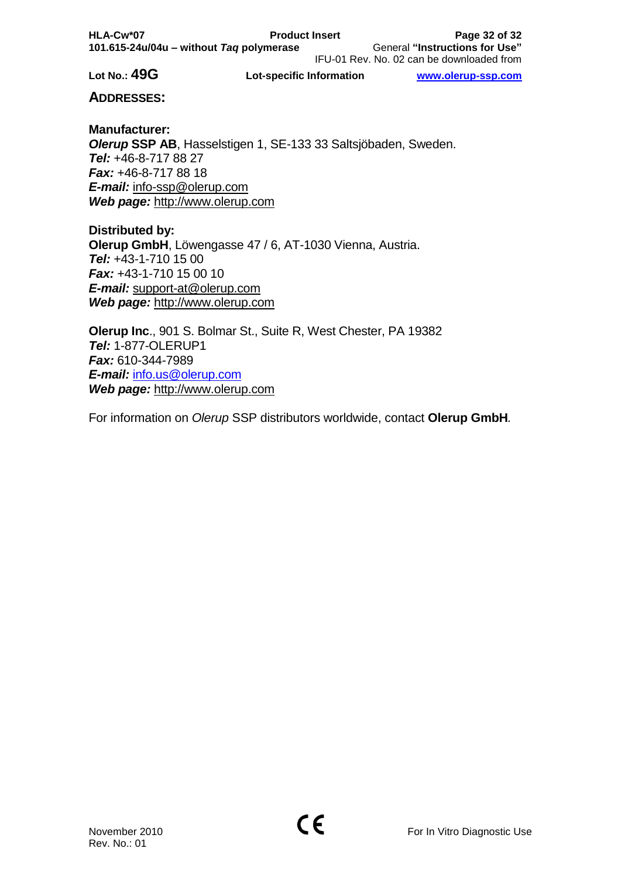## ADDRESSES:

**Manufacturer:**
***Olerup* SSP AB**, Hasselstigen 1, SE-133 33 Saltsjöbaden, Sweden.
***Tel:*** +46-8-717 88 27
***Fax:*** +46-8-717 88 18
***E-mail:*** info-ssp@olerup.com
***Web page:*** http://www.olerup.com

**Distributed by:**
**Olerup GmbH**, Löwengasse 47 / 6, AT-1030 Vienna, Austria.
***Tel:*** +43-1-710 15 00
***Fax:*** +43-1-710 15 00 10
***E-mail:*** support-at@olerup.com
***Web page:*** http://www.olerup.com

**Olerup Inc**., 901 S. Bolmar St., Suite R, West Chester, PA 19382
***Tel:*** 1-877-OLERUP1
***Fax:*** 610-344-7989
***E-mail:*** info.us@olerup.com
***Web page:*** http://www.olerup.com

For information on *Olerup* SSP distributors worldwide, contact **Olerup GmbH***.*